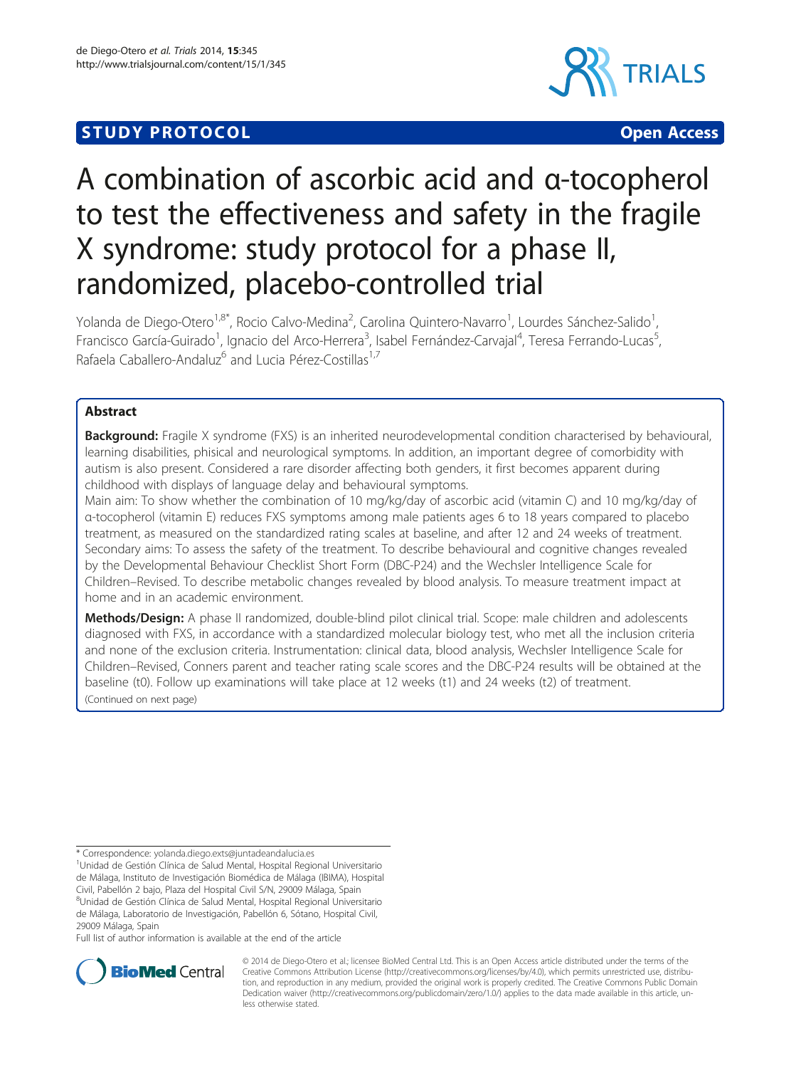STUDY PROTOCOL **Open Access**

# A combination of ascorbic acid and α-tocopherol to test the effectiveness and safety in the fragile X syndrome: study protocol for a phase II, randomized, placebo-controlled trial

Yolanda de Diego-Otero[1,8*], Rocio Calvo-Medina[2], Carolina Quintero-Navarro[1], Lourdes Sánchez-Salido[1], Francisco García-Guirado[1], Ignacio del Arco-Herrera[3], Isabel Fernández-Carvajal[4], Teresa Ferrando-Lucas[5], Rafaela Caballero-Andaluz[6] and Lucia Pérez-Costillas[1,7]

## Abstract

**Background:** Fragile X syndrome (FXS) is an inherited neurodevelopmental condition characterised by behavioural, learning disabilities, phisical and neurological symptoms. In addition, an important degree of comorbidity with autism is also present. Considered a rare disorder affecting both genders, it first becomes apparent during childhood with displays of language delay and behavioural symptoms.

Main aim: To show whether the combination of 10 mg/kg/day of ascorbic acid (vitamin C) and 10 mg/kg/day of α-tocopherol (vitamin E) reduces FXS symptoms among male patients ages 6 to 18 years compared to placebo treatment, as measured on the standardized rating scales at baseline, and after 12 and 24 weeks of treatment.

Secondary aims: To assess the safety of the treatment. To describe behavioural and cognitive changes revealed by the Developmental Behaviour Checklist Short Form (DBC-P24) and the Wechsler Intelligence Scale for Children–Revised. To describe metabolic changes revealed by blood analysis. To measure treatment impact at home and in an academic environment.

**Methods/Design:** A phase II randomized, double-blind pilot clinical trial. Scope: male children and adolescents diagnosed with FXS, in accordance with a standardized molecular biology test, who met all the inclusion criteria and none of the exclusion criteria. Instrumentation: clinical data, blood analysis, Wechsler Intelligence Scale for Children–Revised, Conners parent and teacher rating scale scores and the DBC-P24 results will be obtained at the baseline (t0). Follow up examinations will take place at 12 weeks (t1) and 24 weeks (t2) of treatment.

(Continued on next page)

---

* Correspondence: yolanda.diego.exts@juntadeandalucia.es

[1]Unidad de Gestión Clínica de Salud Mental, Hospital Regional Universitario de Málaga, Instituto de Investigación Biomédica de Málaga (IBIMA), Hospital Civil, Pabellón 2 bajo, Plaza del Hospital Civil S/N, 29009 Málaga, Spain

[8]Unidad de Gestión Clínica de Salud Mental, Hospital Regional Universitario de Málaga, Laboratorio de Investigación, Pabellón 6, Sótano, Hospital Civil, 29009 Málaga, Spain

Full list of author information is available at the end of the article

© 2014 de Diego-Otero et al.; licensee BioMed Central Ltd. This is an Open Access article distributed under the terms of the Creative Commons Attribution License (http://creativecommons.org/licenses/by/4.0), which permits unrestricted use, distribution, and reproduction in any medium, provided the original work is properly credited. The Creative Commons Public Domain Dedication waiver (http://creativecommons.org/publicdomain/zero/1.0/) applies to the data made available in this article, unless otherwise stated.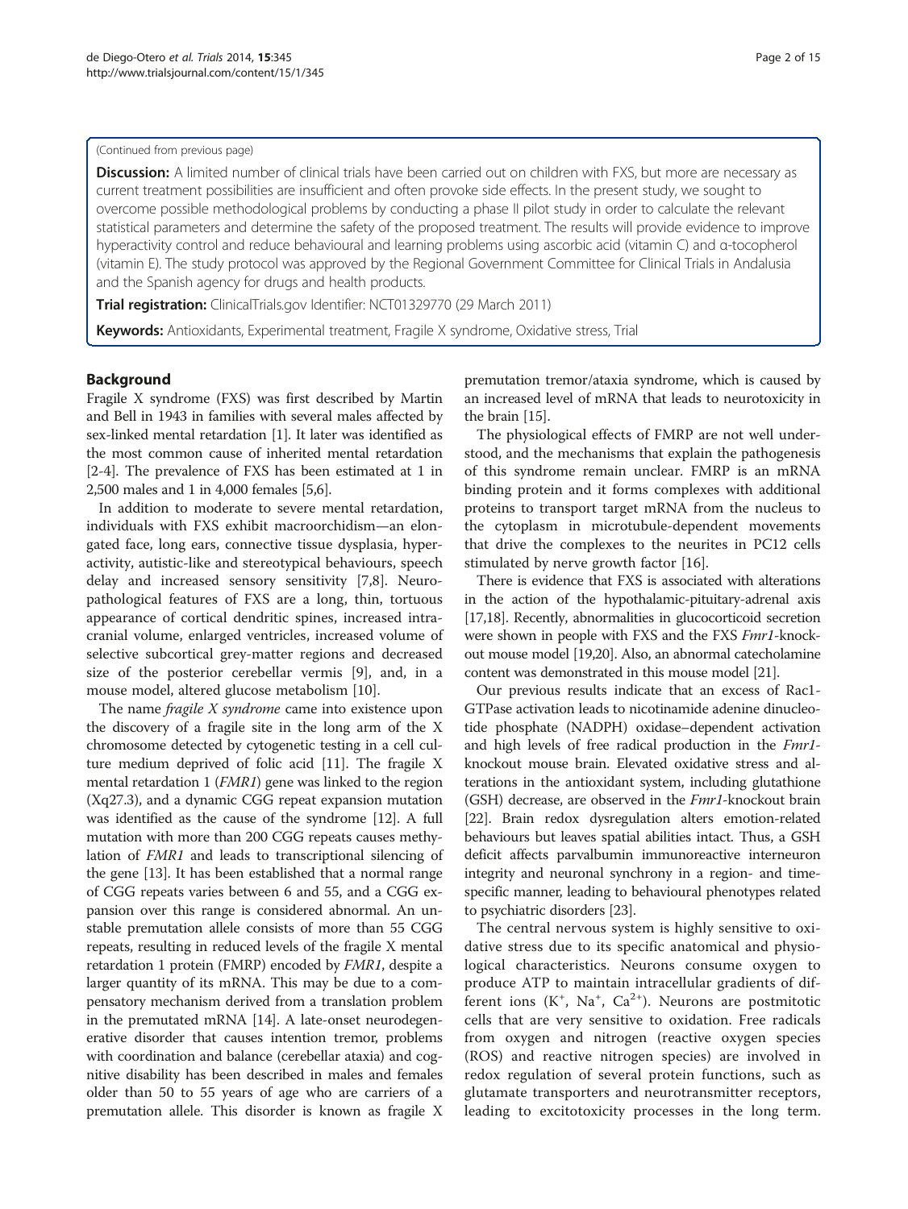(Continued from previous page)

**Discussion:** A limited number of clinical trials have been carried out on children with FXS, but more are necessary as current treatment possibilities are insufficient and often provoke side effects. In the present study, we sought to overcome possible methodological problems by conducting a phase II pilot study in order to calculate the relevant statistical parameters and determine the safety of the proposed treatment. The results will provide evidence to improve hyperactivity control and reduce behavioural and learning problems using ascorbic acid (vitamin C) and α-tocopherol (vitamin E). The study protocol was approved by the Regional Government Committee for Clinical Trials in Andalusia and the Spanish agency for drugs and health products.

**Trial registration:** ClinicalTrials.gov Identifier: NCT01329770 (29 March 2011)

**Keywords:** Antioxidants, Experimental treatment, Fragile X syndrome, Oxidative stress, Trial

## Background

Fragile X syndrome (FXS) was first described by Martin and Bell in 1943 in families with several males affected by sex-linked mental retardation [1]. It later was identified as the most common cause of inherited mental retardation [2-4]. The prevalence of FXS has been estimated at 1 in 2,500 males and 1 in 4,000 females [5,6].

In addition to moderate to severe mental retardation, individuals with FXS exhibit macroorchidism—an elongated face, long ears, connective tissue dysplasia, hyperactivity, autistic-like and stereotypical behaviours, speech delay and increased sensory sensitivity [7,8]. Neuropathological features of FXS are a long, thin, tortuous appearance of cortical dendritic spines, increased intracranial volume, enlarged ventricles, increased volume of selective subcortical grey-matter regions and decreased size of the posterior cerebellar vermis [9], and, in a mouse model, altered glucose metabolism [10].

The name *fragile X syndrome* came into existence upon the discovery of a fragile site in the long arm of the X chromosome detected by cytogenetic testing in a cell culture medium deprived of folic acid [11]. The fragile X mental retardation 1 (*FMR1*) gene was linked to the region (Xq27.3), and a dynamic CGG repeat expansion mutation was identified as the cause of the syndrome [12]. A full mutation with more than 200 CGG repeats causes methylation of *FMR1* and leads to transcriptional silencing of the gene [13]. It has been established that a normal range of CGG repeats varies between 6 and 55, and a CGG expansion over this range is considered abnormal. An unstable premutation allele consists of more than 55 CGG repeats, resulting in reduced levels of the fragile X mental retardation 1 protein (FMRP) encoded by *FMR1*, despite a larger quantity of its mRNA. This may be due to a compensatory mechanism derived from a translation problem in the premutated mRNA [14]. A late-onset neurodegenerative disorder that causes intention tremor, problems with coordination and balance (cerebellar ataxia) and cognitive disability has been described in males and females older than 50 to 55 years of age who are carriers of a premutation allele. This disorder is known as fragile X premutation tremor/ataxia syndrome, which is caused by an increased level of mRNA that leads to neurotoxicity in the brain [15].

The physiological effects of FMRP are not well understood, and the mechanisms that explain the pathogenesis of this syndrome remain unclear. FMRP is an mRNA binding protein and it forms complexes with additional proteins to transport target mRNA from the nucleus to the cytoplasm in microtubule-dependent movements that drive the complexes to the neurites in PC12 cells stimulated by nerve growth factor [16].

There is evidence that FXS is associated with alterations in the action of the hypothalamic-pituitary-adrenal axis [17,18]. Recently, abnormalities in glucocorticoid secretion were shown in people with FXS and the FXS *Fmr1*-knockout mouse model [19,20]. Also, an abnormal catecholamine content was demonstrated in this mouse model [21].

Our previous results indicate that an excess of Rac1-GTPase activation leads to nicotinamide adenine dinucleotide phosphate (NADPH) oxidase–dependent activation and high levels of free radical production in the *Fmr1*-knockout mouse brain. Elevated oxidative stress and alterations in the antioxidant system, including glutathione (GSH) decrease, are observed in the *Fmr1*-knockout brain [22]. Brain redox dysregulation alters emotion-related behaviours but leaves spatial abilities intact. Thus, a GSH deficit affects parvalbumin immunoreactive interneuron integrity and neuronal synchrony in a region- and time-specific manner, leading to behavioural phenotypes related to psychiatric disorders [23].

The central nervous system is highly sensitive to oxidative stress due to its specific anatomical and physiological characteristics. Neurons consume oxygen to produce ATP to maintain intracellular gradients of different ions ($K^+$, $Na^+$, $Ca^{2+}$). Neurons are postmitotic cells that are very sensitive to oxidation. Free radicals from oxygen and nitrogen (reactive oxygen species (ROS) and reactive nitrogen species) are involved in redox regulation of several protein functions, such as glutamate transporters and neurotransmitter receptors, leading to excitotoxicity processes in the long term.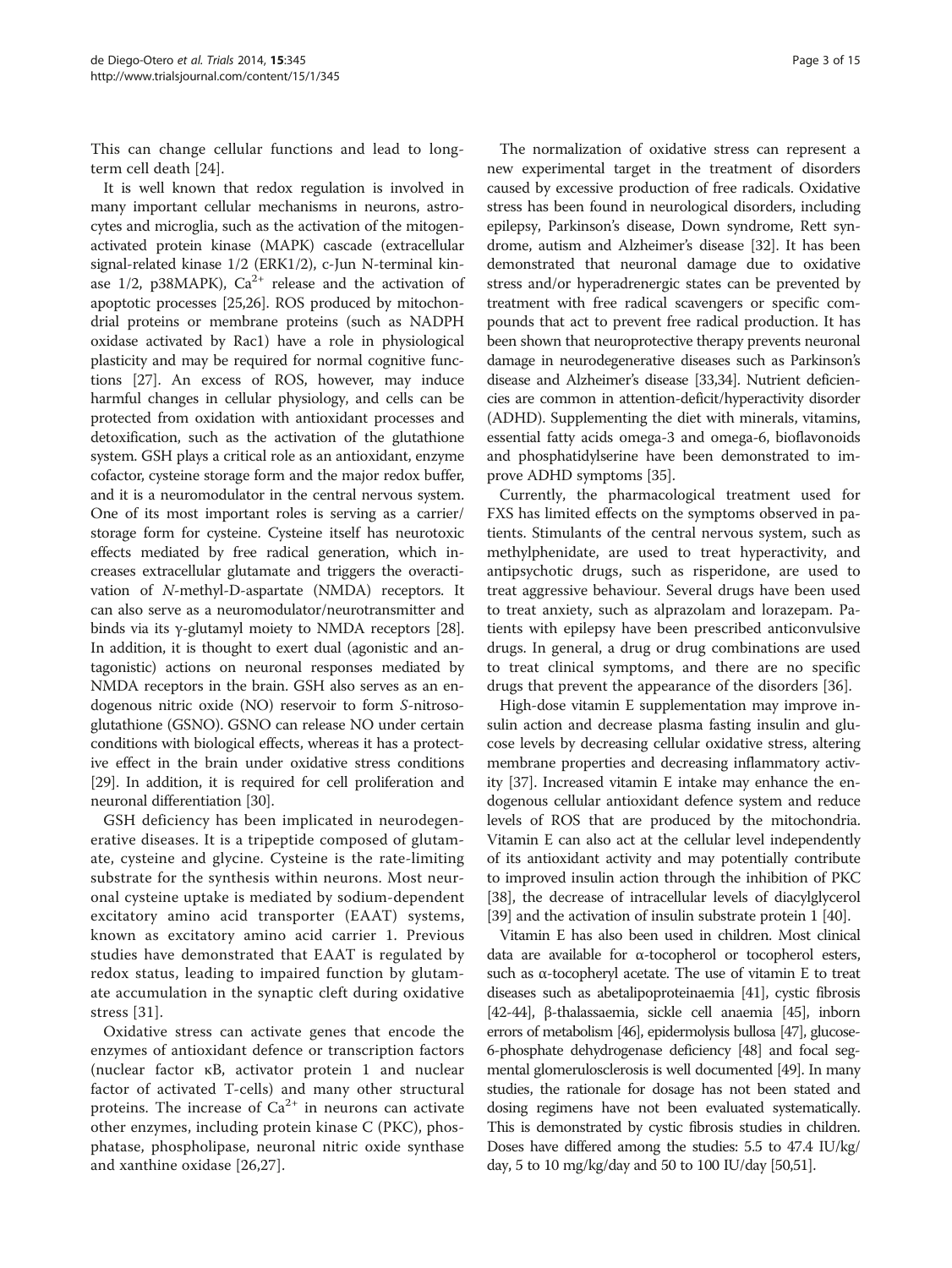This can change cellular functions and lead to long-term cell death [24].

It is well known that redox regulation is involved in many important cellular mechanisms in neurons, astrocytes and microglia, such as the activation of the mitogen-activated protein kinase (MAPK) cascade (extracellular signal-related kinase 1/2 (ERK1/2), c-Jun N-terminal kinase 1/2, p38MAPK), $Ca^{2+}$ release and the activation of apoptotic processes [25,26]. ROS produced by mitochondrial proteins or membrane proteins (such as NADPH oxidase activated by Rac1) have a role in physiological plasticity and may be required for normal cognitive functions [27]. An excess of ROS, however, may induce harmful changes in cellular physiology, and cells can be protected from oxidation with antioxidant processes and detoxification, such as the activation of the glutathione system. GSH plays a critical role as an antioxidant, enzyme cofactor, cysteine storage form and the major redox buffer, and it is a neuromodulator in the central nervous system. One of its most important roles is serving as a carrier/storage form for cysteine. Cysteine itself has neurotoxic effects mediated by free radical generation, which increases extracellular glutamate and triggers the overactivation of *N*-methyl-D-aspartate (NMDA) receptors. It can also serve as a neuromodulator/neurotransmitter and binds via its γ-glutamyl moiety to NMDA receptors [28]. In addition, it is thought to exert dual (agonistic and antagonistic) actions on neuronal responses mediated by NMDA receptors in the brain. GSH also serves as an endogenous nitric oxide (NO) reservoir to form *S*-nitrosoglutathione (GSNO). GSNO can release NO under certain conditions with biological effects, whereas it has a protective effect in the brain under oxidative stress conditions [29]. In addition, it is required for cell proliferation and neuronal differentiation [30].

GSH deficiency has been implicated in neurodegenerative diseases. It is a tripeptide composed of glutamate, cysteine and glycine. Cysteine is the rate-limiting substrate for the synthesis within neurons. Most neuronal cysteine uptake is mediated by sodium-dependent excitatory amino acid transporter (EAAT) systems, known as excitatory amino acid carrier 1. Previous studies have demonstrated that EAAT is regulated by redox status, leading to impaired function by glutamate accumulation in the synaptic cleft during oxidative stress [31].

Oxidative stress can activate genes that encode the enzymes of antioxidant defence or transcription factors (nuclear factor κB, activator protein 1 and nuclear factor of activated T-cells) and many other structural proteins. The increase of $Ca^{2+}$ in neurons can activate other enzymes, including protein kinase C (PKC), phosphatase, phospholipase, neuronal nitric oxide synthase and xanthine oxidase [26,27].

The normalization of oxidative stress can represent a new experimental target in the treatment of disorders caused by excessive production of free radicals. Oxidative stress has been found in neurological disorders, including epilepsy, Parkinson's disease, Down syndrome, Rett syndrome, autism and Alzheimer's disease [32]. It has been demonstrated that neuronal damage due to oxidative stress and/or hyperadrenergic states can be prevented by treatment with free radical scavengers or specific compounds that act to prevent free radical production. It has been shown that neuroprotective therapy prevents neuronal damage in neurodegenerative diseases such as Parkinson's disease and Alzheimer's disease [33,34]. Nutrient deficiencies are common in attention-deficit/hyperactivity disorder (ADHD). Supplementing the diet with minerals, vitamins, essential fatty acids omega-3 and omega-6, bioflavonoids and phosphatidylserine have been demonstrated to improve ADHD symptoms [35].

Currently, the pharmacological treatment used for FXS has limited effects on the symptoms observed in patients. Stimulants of the central nervous system, such as methylphenidate, are used to treat hyperactivity, and antipsychotic drugs, such as risperidone, are used to treat aggressive behaviour. Several drugs have been used to treat anxiety, such as alprazolam and lorazepam. Patients with epilepsy have been prescribed anticonvulsive drugs. In general, a drug or drug combinations are used to treat clinical symptoms, and there are no specific drugs that prevent the appearance of the disorders [36].

High-dose vitamin E supplementation may improve insulin action and decrease plasma fasting insulin and glucose levels by decreasing cellular oxidative stress, altering membrane properties and decreasing inflammatory activity [37]. Increased vitamin E intake may enhance the endogenous cellular antioxidant defence system and reduce levels of ROS that are produced by the mitochondria. Vitamin E can also act at the cellular level independently of its antioxidant activity and may potentially contribute to improved insulin action through the inhibition of PKC [38], the decrease of intracellular levels of diacylglycerol [39] and the activation of insulin substrate protein 1 [40].

Vitamin E has also been used in children. Most clinical data are available for α-tocopherol or tocopherol esters, such as α-tocopheryl acetate. The use of vitamin E to treat diseases such as abetalipoproteinaemia [41], cystic fibrosis [42-44], β-thalassaemia, sickle cell anaemia [45], inborn errors of metabolism [46], epidermolysis bullosa [47], glucose-6-phosphate dehydrogenase deficiency [48] and focal segmental glomerulosclerosis is well documented [49]. In many studies, the rationale for dosage has not been stated and dosing regimens have not been evaluated systematically. This is demonstrated by cystic fibrosis studies in children. Doses have differed among the studies: 5.5 to 47.4 IU/kg/day, 5 to 10 mg/kg/day and 50 to 100 IU/day [50,51].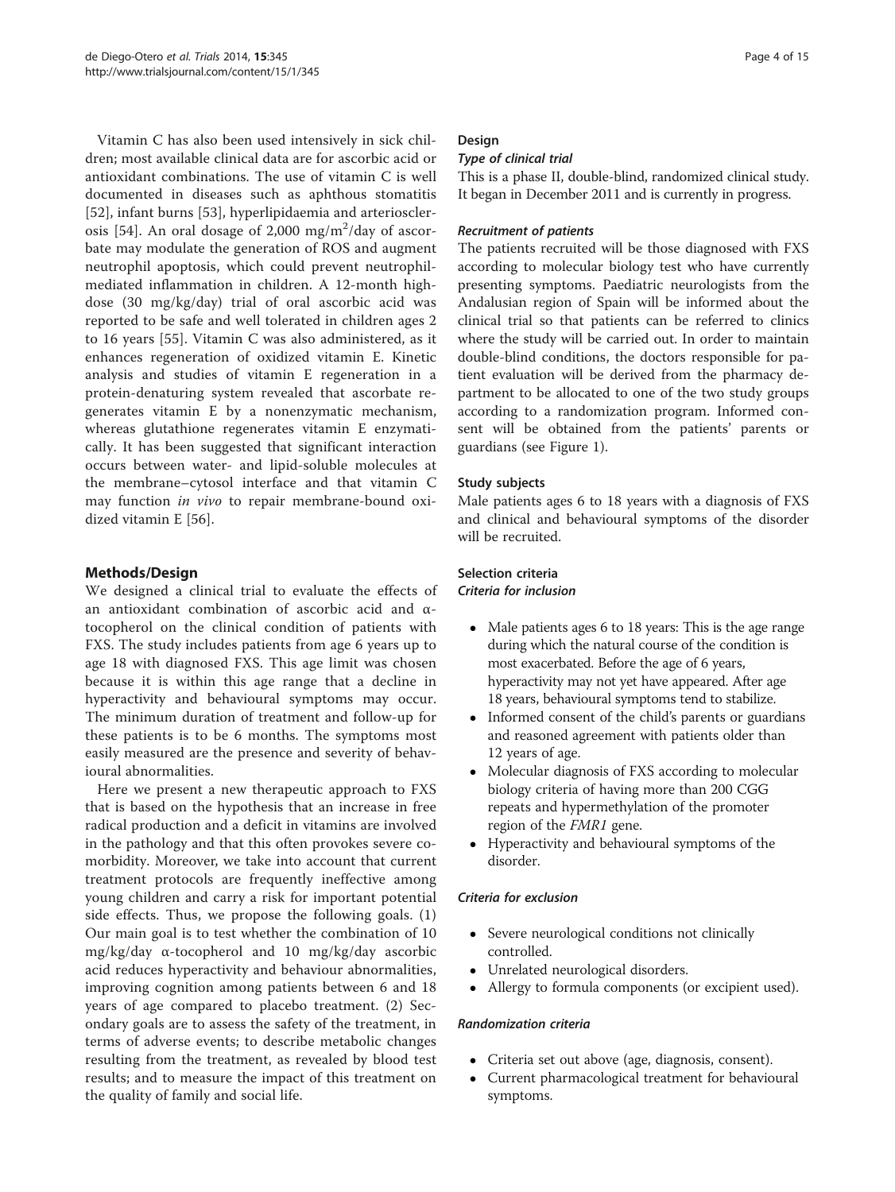Vitamin C has also been used intensively in sick children; most available clinical data are for ascorbic acid or antioxidant combinations. The use of vitamin C is well documented in diseases such as aphthous stomatitis [52], infant burns [53], hyperlipidaemia and arteriosclerosis [54]. An oral dosage of 2,000 mg/m$^2$/day of ascorbate may modulate the generation of ROS and augment neutrophil apoptosis, which could prevent neutrophil-mediated inflammation in children. A 12-month high-dose (30 mg/kg/day) trial of oral ascorbic acid was reported to be safe and well tolerated in children ages 2 to 16 years [55]. Vitamin C was also administered, as it enhances regeneration of oxidized vitamin E. Kinetic analysis and studies of vitamin E regeneration in a protein-denaturing system revealed that ascorbate regenerates vitamin E by a nonenzymatic mechanism, whereas glutathione regenerates vitamin E enzymatically. It has been suggested that significant interaction occurs between water- and lipid-soluble molecules at the membrane–cytosol interface and that vitamin C may function *in vivo* to repair membrane-bound oxidized vitamin E [56].

## Methods/Design

We designed a clinical trial to evaluate the effects of an antioxidant combination of ascorbic acid and α-tocopherol on the clinical condition of patients with FXS. The study includes patients from age 6 years up to age 18 with diagnosed FXS. This age limit was chosen because it is within this age range that a decline in hyperactivity and behavioural symptoms may occur. The minimum duration of treatment and follow-up for these patients is to be 6 months. The symptoms most easily measured are the presence and severity of behavioural abnormalities.

Here we present a new therapeutic approach to FXS that is based on the hypothesis that an increase in free radical production and a deficit in vitamins are involved in the pathology and that this often provokes severe comorbidity. Moreover, we take into account that current treatment protocols are frequently ineffective among young children and carry a risk for important potential side effects. Thus, we propose the following goals. (1) Our main goal is to test whether the combination of 10 mg/kg/day α-tocopherol and 10 mg/kg/day ascorbic acid reduces hyperactivity and behaviour abnormalities, improving cognition among patients between 6 and 18 years of age compared to placebo treatment. (2) Secondary goals are to assess the safety of the treatment, in terms of adverse events; to describe metabolic changes resulting from the treatment, as revealed by blood test results; and to measure the impact of this treatment on the quality of family and social life.

### Design

#### *Type of clinical trial*

This is a phase II, double-blind, randomized clinical study. It began in December 2011 and is currently in progress.

#### *Recruitment of patients*

The patients recruited will be those diagnosed with FXS according to molecular biology test who have currently presenting symptoms. Paediatric neurologists from the Andalusian region of Spain will be informed about the clinical trial so that patients can be referred to clinics where the study will be carried out. In order to maintain double-blind conditions, the doctors responsible for patient evaluation will be derived from the pharmacy department to be allocated to one of the two study groups according to a randomization program. Informed consent will be obtained from the patients' parents or guardians (see Figure 1).

### Study subjects

Male patients ages 6 to 18 years with a diagnosis of FXS and clinical and behavioural symptoms of the disorder will be recruited.

### Selection criteria

#### *Criteria for inclusion*

- Male patients ages 6 to 18 years: This is the age range during which the natural course of the condition is most exacerbated. Before the age of 6 years, hyperactivity may not yet have appeared. After age 18 years, behavioural symptoms tend to stabilize.
- Informed consent of the child's parents or guardians and reasoned agreement with patients older than 12 years of age.
- Molecular diagnosis of FXS according to molecular biology criteria of having more than 200 CGG repeats and hypermethylation of the promoter region of the *FMR1* gene.
- Hyperactivity and behavioural symptoms of the disorder.

#### *Criteria for exclusion*

- Severe neurological conditions not clinically controlled.
- Unrelated neurological disorders.
- Allergy to formula components (or excipient used).

#### *Randomization criteria*

- Criteria set out above (age, diagnosis, consent).
- Current pharmacological treatment for behavioural symptoms.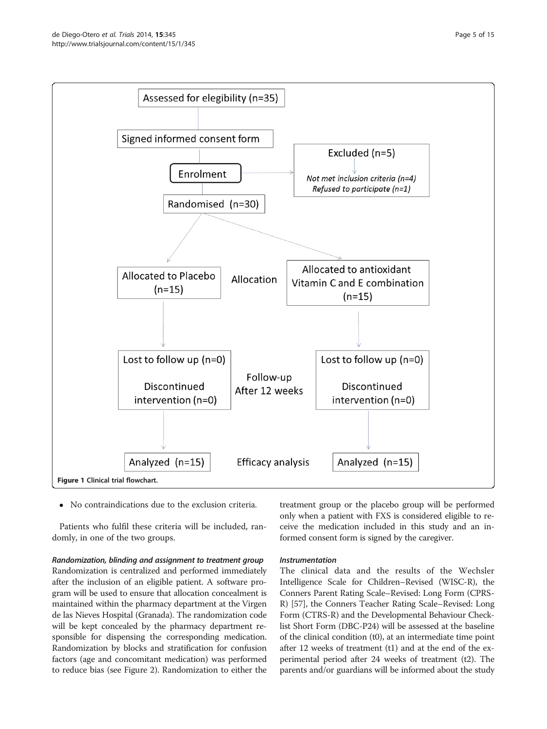Assessed for elegibility (n=35)

Signed informed consent form

Enrolment

Excluded (n=5)

*Not met inclusion criteria (n=4)*
*Refused to participate (n=1)*

Randomised (n=30)

Allocation

Allocated to Placebo (n=15)

Allocated to antioxidant Vitamin C and E combination (n=15)

Follow-up After 12 weeks

Lost to follow up (n=0)

Discontinued intervention (n=0)

Lost to follow up (n=0)

Discontinued intervention (n=0)

Efficacy analysis

Analyzed (n=15)

Analyzed (n=15)

**Figure 1 Clinical trial flowchart.**

- No contraindications due to the exclusion criteria.

Patients who fulfil these criteria will be included, randomly, in one of the two groups.

#### *Randomization, blinding and assignment to treatment group*

Randomization is centralized and performed immediately after the inclusion of an eligible patient. A software program will be used to ensure that allocation concealment is maintained within the pharmacy department at the Virgen de las Nieves Hospital (Granada). The randomization code will be kept concealed by the pharmacy department responsible for dispensing the corresponding medication. Randomization by blocks and stratification for confusion factors (age and concomitant medication) was performed to reduce bias (see Figure 2). Randomization to either the treatment group or the placebo group will be performed only when a patient with FXS is considered eligible to receive the medication included in this study and an informed consent form is signed by the caregiver.

#### *Instrumentation*

The clinical data and the results of the Wechsler Intelligence Scale for Children–Revised (WISC-R), the Conners Parent Rating Scale–Revised: Long Form (CPRS-R) [57], the Conners Teacher Rating Scale–Revised: Long Form (CTRS-R) and the Developmental Behaviour Checklist Short Form (DBC-P24) will be assessed at the baseline of the clinical condition (t0), at an intermediate time point after 12 weeks of treatment (t1) and at the end of the experimental period after 24 weeks of treatment (t2). The parents and/or guardians will be informed about the study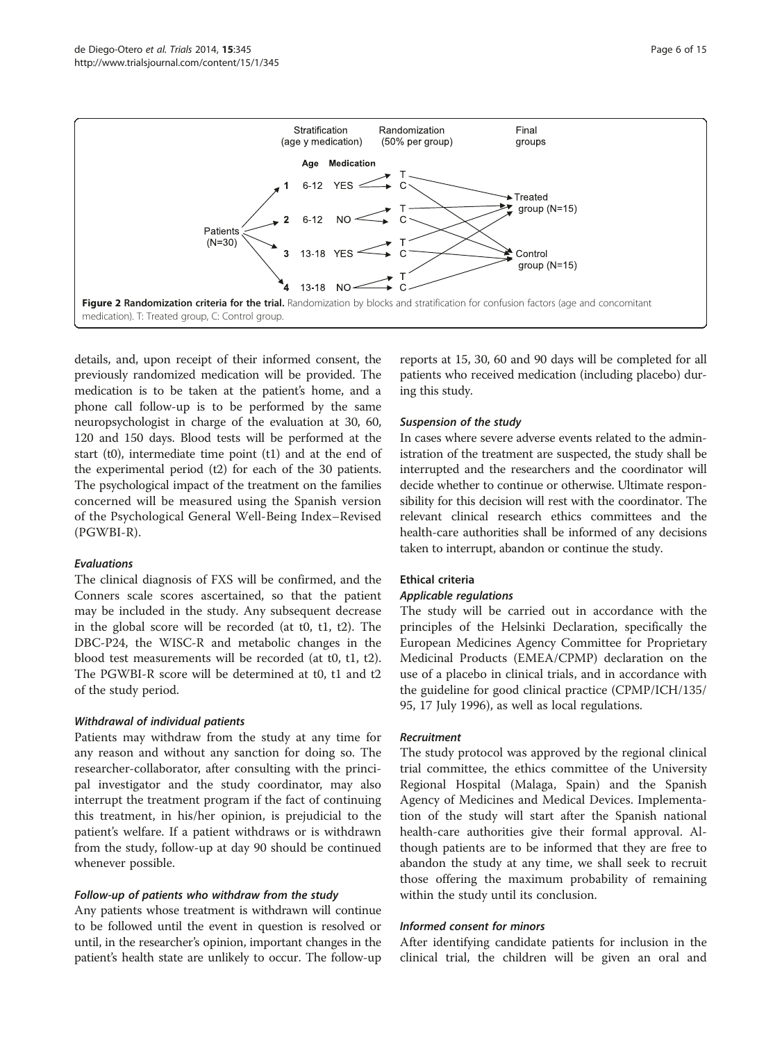Stratification (age y medication)

Randomization (50% per group)

Final groups

Age Medication

1 6-12 YES

2 6-12 NO

3 13-18 YES

4 13-18 NO

Patients (N=30)

T

C

Treated group (N=15)

Control group (N=15)

**Figure 2 Randomization criteria for the trial.** Randomization by blocks and stratification for confusion factors (age and concomitant medication). T: Treated group, C: Control group.

details, and, upon receipt of their informed consent, the previously randomized medication will be provided. The medication is to be taken at the patient's home, and a phone call follow-up is to be performed by the same neuropsychologist in charge of the evaluation at 30, 60, 120 and 150 days. Blood tests will be performed at the start (t0), intermediate time point (t1) and at the end of the experimental period (t2) for each of the 30 patients. The psychological impact of the treatment on the families concerned will be measured using the Spanish version of the Psychological General Well-Being Index–Revised (PGWBI-R).

### *Evaluations*

The clinical diagnosis of FXS will be confirmed, and the Conners scale scores ascertained, so that the patient may be included in the study. Any subsequent decrease in the global score will be recorded (at t0, t1, t2). The DBC-P24, the WISC-R and metabolic changes in the blood test measurements will be recorded (at t0, t1, t2). The PGWBI-R score will be determined at t0, t1 and t2 of the study period.

### *Withdrawal of individual patients*

Patients may withdraw from the study at any time for any reason and without any sanction for doing so. The researcher-collaborator, after consulting with the principal investigator and the study coordinator, may also interrupt the treatment program if the fact of continuing this treatment, in his/her opinion, is prejudicial to the patient's welfare. If a patient withdraws or is withdrawn from the study, follow-up at day 90 should be continued whenever possible.

### *Follow-up of patients who withdraw from the study*

Any patients whose treatment is withdrawn will continue to be followed until the event in question is resolved or until, in the researcher's opinion, important changes in the patient's health state are unlikely to occur. The follow-up reports at 15, 30, 60 and 90 days will be completed for all patients who received medication (including placebo) during this study.

### *Suspension of the study*

In cases where severe adverse events related to the administration of the treatment are suspected, the study shall be interrupted and the researchers and the coordinator will decide whether to continue or otherwise. Ultimate responsibility for this decision will rest with the coordinator. The relevant clinical research ethics committees and the health-care authorities shall be informed of any decisions taken to interrupt, abandon or continue the study.

## Ethical criteria

### *Applicable regulations*

The study will be carried out in accordance with the principles of the Helsinki Declaration, specifically the European Medicines Agency Committee for Proprietary Medicinal Products (EMEA/CPMP) declaration on the use of a placebo in clinical trials, and in accordance with the guideline for good clinical practice (CPMP/ICH/135/95, 17 July 1996), as well as local regulations.

### *Recruitment*

The study protocol was approved by the regional clinical trial committee, the ethics committee of the University Regional Hospital (Malaga, Spain) and the Spanish Agency of Medicines and Medical Devices. Implementation of the study will start after the Spanish national health-care authorities give their formal approval. Although patients are to be informed that they are free to abandon the study at any time, we shall seek to recruit those offering the maximum probability of remaining within the study until its conclusion.

### *Informed consent for minors*

After identifying candidate patients for inclusion in the clinical trial, the children will be given an oral and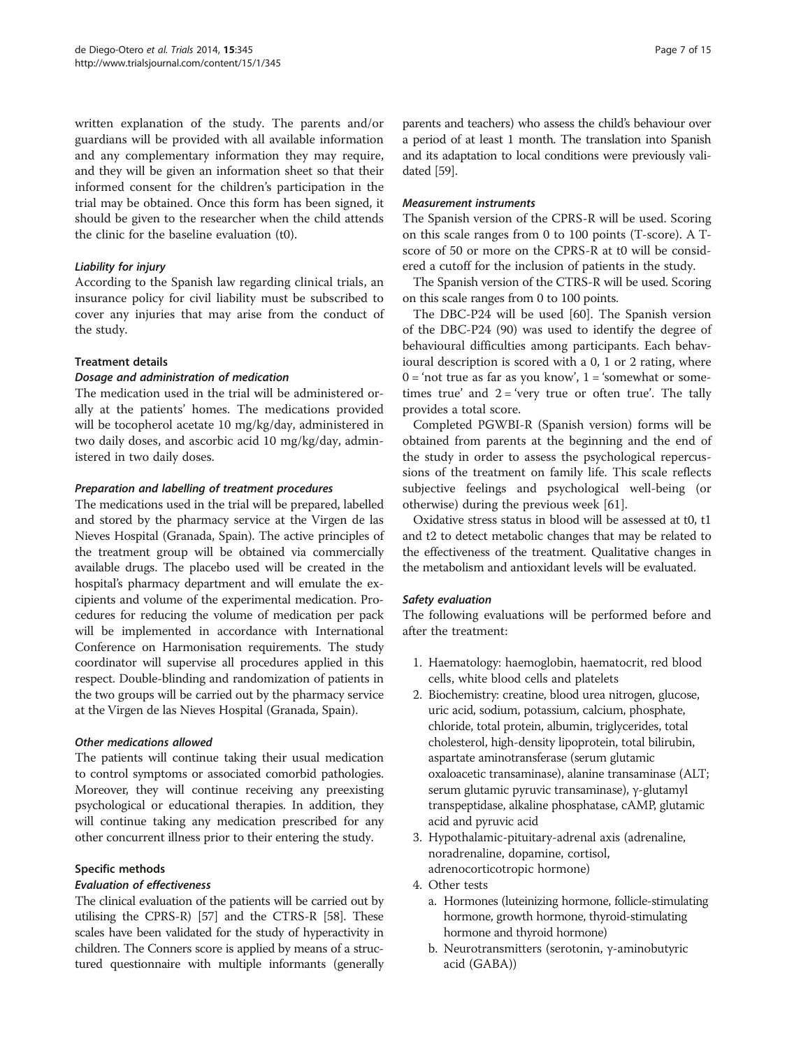written explanation of the study. The parents and/or guardians will be provided with all available information and any complementary information they may require, and they will be given an information sheet so that their informed consent for the children's participation in the trial may be obtained. Once this form has been signed, it should be given to the researcher when the child attends the clinic for the baseline evaluation (t0).

#### *Liability for injury*

According to the Spanish law regarding clinical trials, an insurance policy for civil liability must be subscribed to cover any injuries that may arise from the conduct of the study.

### Treatment details

#### *Dosage and administration of medication*

The medication used in the trial will be administered orally at the patients' homes. The medications provided will be tocopherol acetate 10 mg/kg/day, administered in two daily doses, and ascorbic acid 10 mg/kg/day, administered in two daily doses.

#### *Preparation and labelling of treatment procedures*

The medications used in the trial will be prepared, labelled and stored by the pharmacy service at the Virgen de las Nieves Hospital (Granada, Spain). The active principles of the treatment group will be obtained via commercially available drugs. The placebo used will be created in the hospital's pharmacy department and will emulate the excipients and volume of the experimental medication. Procedures for reducing the volume of medication per pack will be implemented in accordance with International Conference on Harmonisation requirements. The study coordinator will supervise all procedures applied in this respect. Double-blinding and randomization of patients in the two groups will be carried out by the pharmacy service at the Virgen de las Nieves Hospital (Granada, Spain).

#### *Other medications allowed*

The patients will continue taking their usual medication to control symptoms or associated comorbid pathologies. Moreover, they will continue receiving any preexisting psychological or educational therapies. In addition, they will continue taking any medication prescribed for any other concurrent illness prior to their entering the study.

### Specific methods

#### *Evaluation of effectiveness*

The clinical evaluation of the patients will be carried out by utilising the CPRS-R) [57] and the CTRS-R [58]. These scales have been validated for the study of hyperactivity in children. The Conners score is applied by means of a structured questionnaire with multiple informants (generally parents and teachers) who assess the child's behaviour over a period of at least 1 month. The translation into Spanish and its adaptation to local conditions were previously validated [59].

#### *Measurement instruments*

The Spanish version of the CPRS-R will be used. Scoring on this scale ranges from 0 to 100 points (T-score). A T-score of 50 or more on the CPRS-R at t0 will be considered a cutoff for the inclusion of patients in the study.

The Spanish version of the CTRS-R will be used. Scoring on this scale ranges from 0 to 100 points.

The DBC-P24 will be used [60]. The Spanish version of the DBC-P24 (90) was used to identify the degree of behavioural difficulties among participants. Each behavioural description is scored with a 0, 1 or 2 rating, where 0 = 'not true as far as you know', 1 = 'somewhat or sometimes true' and 2 = 'very true or often true'. The tally provides a total score.

Completed PGWBI-R (Spanish version) forms will be obtained from parents at the beginning and the end of the study in order to assess the psychological repercussions of the treatment on family life. This scale reflects subjective feelings and psychological well-being (or otherwise) during the previous week [61].

Oxidative stress status in blood will be assessed at t0, t1 and t2 to detect metabolic changes that may be related to the effectiveness of the treatment. Qualitative changes in the metabolism and antioxidant levels will be evaluated.

#### *Safety evaluation*

The following evaluations will be performed before and after the treatment:

1. Haematology: haemoglobin, haematocrit, red blood cells, white blood cells and platelets
2. Biochemistry: creatine, blood urea nitrogen, glucose, uric acid, sodium, potassium, calcium, phosphate, chloride, total protein, albumin, triglycerides, total cholesterol, high-density lipoprotein, total bilirubin, aspartate aminotransferase (serum glutamic oxaloacetic transaminase), alanine transaminase (ALT; serum glutamic pyruvic transaminase), γ-glutamyl transpeptidase, alkaline phosphatase, cAMP, glutamic acid and pyruvic acid
3. Hypothalamic-pituitary-adrenal axis (adrenaline, noradrenaline, dopamine, cortisol, adrenocorticotropic hormone)
4. Other tests
   a. Hormones (luteinizing hormone, follicle-stimulating hormone, growth hormone, thyroid-stimulating hormone and thyroid hormone)
   b. Neurotransmitters (serotonin, γ-aminobutyric acid (GABA))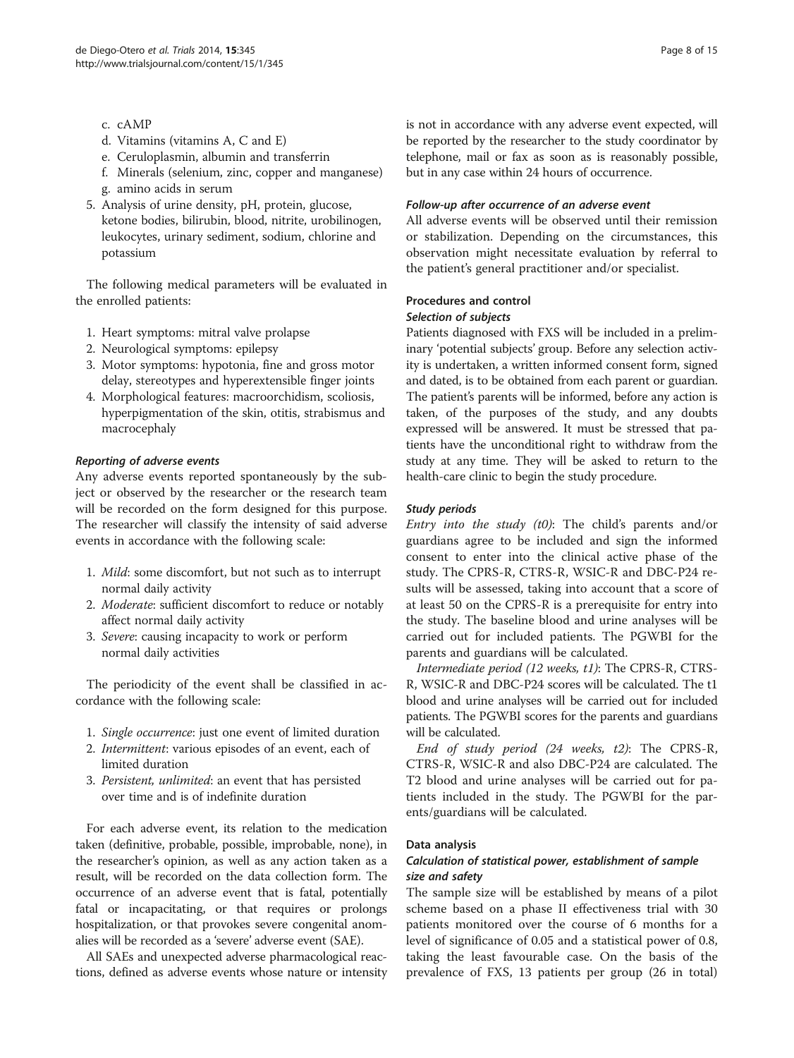c. cAMP
d. Vitamins (vitamins A, C and E)
e. Ceruloplasmin, albumin and transferrin
f. Minerals (selenium, zinc, copper and manganese)
g. amino acids in serum

5. Analysis of urine density, pH, protein, glucose, ketone bodies, bilirubin, blood, nitrite, urobilinogen, leukocytes, urinary sediment, sodium, chlorine and potassium

The following medical parameters will be evaluated in the enrolled patients:

1. Heart symptoms: mitral valve prolapse
2. Neurological symptoms: epilepsy
3. Motor symptoms: hypotonia, fine and gross motor delay, stereotypes and hyperextensible finger joints
4. Morphological features: macroorchidism, scoliosis, hyperpigmentation of the skin, otitis, strabismus and macrocephaly

#### *Reporting of adverse events*

Any adverse events reported spontaneously by the subject or observed by the researcher or the research team will be recorded on the form designed for this purpose. The researcher will classify the intensity of said adverse events in accordance with the following scale:

1. *Mild*: some discomfort, but not such as to interrupt normal daily activity
2. *Moderate*: sufficient discomfort to reduce or notably affect normal daily activity
3. *Severe*: causing incapacity to work or perform normal daily activities

The periodicity of the event shall be classified in accordance with the following scale:

1. *Single occurrence*: just one event of limited duration
2. *Intermittent*: various episodes of an event, each of limited duration
3. *Persistent, unlimited*: an event that has persisted over time and is of indefinite duration

For each adverse event, its relation to the medication taken (definitive, probable, possible, improbable, none), in the researcher's opinion, as well as any action taken as a result, will be recorded on the data collection form. The occurrence of an adverse event that is fatal, potentially fatal or incapacitating, or that requires or prolongs hospitalization, or that provokes severe congenital anomalies will be recorded as a 'severe' adverse event (SAE).

All SAEs and unexpected adverse pharmacological reactions, defined as adverse events whose nature or intensity is not in accordance with any adverse event expected, will be reported by the researcher to the study coordinator by telephone, mail or fax as soon as is reasonably possible, but in any case within 24 hours of occurrence.

#### *Follow-up after occurrence of an adverse event*

All adverse events will be observed until their remission or stabilization. Depending on the circumstances, this observation might necessitate evaluation by referral to the patient's general practitioner and/or specialist.

### Procedures and control

#### *Selection of subjects*

Patients diagnosed with FXS will be included in a preliminary 'potential subjects' group. Before any selection activity is undertaken, a written informed consent form, signed and dated, is to be obtained from each parent or guardian. The patient's parents will be informed, before any action is taken, of the purposes of the study, and any doubts expressed will be answered. It must be stressed that patients have the unconditional right to withdraw from the study at any time. They will be asked to return to the health-care clinic to begin the study procedure.

#### *Study periods*

*Entry into the study (t0)*: The child's parents and/or guardians agree to be included and sign the informed consent to enter into the clinical active phase of the study. The CPRS-R, CTRS-R, WSIC-R and DBC-P24 results will be assessed, taking into account that a score of at least 50 on the CPRS-R is a prerequisite for entry into the study. The baseline blood and urine analyses will be carried out for included patients. The PGWBI for the parents and guardians will be calculated.

*Intermediate period (12 weeks, t1)*: The CPRS-R, CTRS-R, WSIC-R and DBC-P24 scores will be calculated. The t1 blood and urine analyses will be carried out for included patients. The PGWBI scores for the parents and guardians will be calculated.

*End of study period (24 weeks, t2)*: The CPRS-R, CTRS-R, WSIC-R and also DBC-P24 are calculated. The T2 blood and urine analyses will be carried out for patients included in the study. The PGWBI for the parents/guardians will be calculated.

### Data analysis

#### *Calculation of statistical power, establishment of sample size and safety*

The sample size will be established by means of a pilot scheme based on a phase II effectiveness trial with 30 patients monitored over the course of 6 months for a level of significance of 0.05 and a statistical power of 0.8, taking the least favourable case. On the basis of the prevalence of FXS, 13 patients per group (26 in total)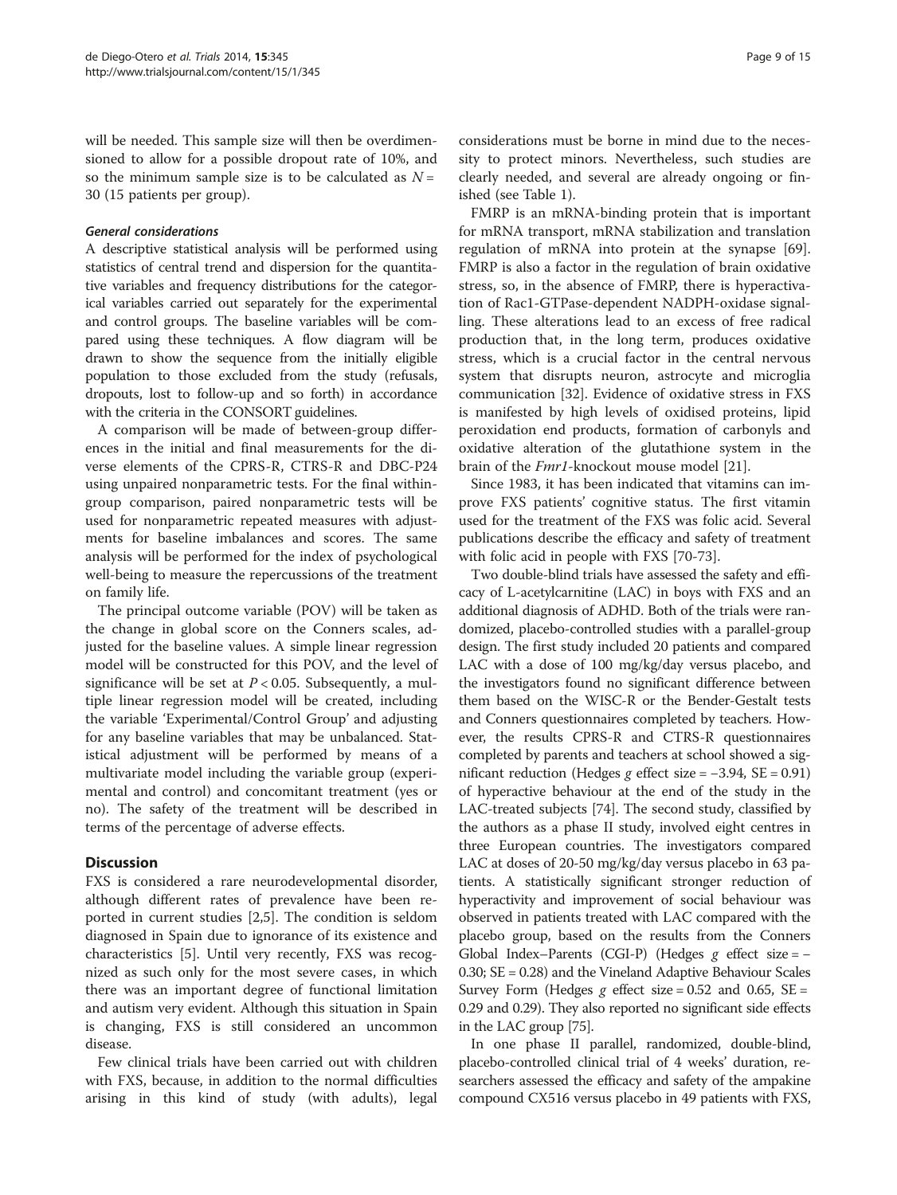will be needed. This sample size will then be overdimensioned to allow for a possible dropout rate of 10%, and so the minimum sample size is to be calculated as $N = 30$ (15 patients per group).

#### *General considerations*

A descriptive statistical analysis will be performed using statistics of central trend and dispersion for the quantitative variables and frequency distributions for the categorical variables carried out separately for the experimental and control groups. The baseline variables will be compared using these techniques. A flow diagram will be drawn to show the sequence from the initially eligible population to those excluded from the study (refusals, dropouts, lost to follow-up and so forth) in accordance with the criteria in the CONSORT guidelines.

A comparison will be made of between-group differences in the initial and final measurements for the diverse elements of the CPRS-R, CTRS-R and DBC-P24 using unpaired nonparametric tests. For the final within-group comparison, paired nonparametric tests will be used for nonparametric repeated measures with adjustments for baseline imbalances and scores. The same analysis will be performed for the index of psychological well-being to measure the repercussions of the treatment on family life.

The principal outcome variable (POV) will be taken as the change in global score on the Conners scales, adjusted for the baseline values. A simple linear regression model will be constructed for this POV, and the level of significance will be set at $P < 0.05$. Subsequently, a multiple linear regression model will be created, including the variable 'Experimental/Control Group' and adjusting for any baseline variables that may be unbalanced. Statistical adjustment will be performed by means of a multivariate model including the variable group (experimental and control) and concomitant treatment (yes or no). The safety of the treatment will be described in terms of the percentage of adverse effects.

## Discussion

FXS is considered a rare neurodevelopmental disorder, although different rates of prevalence have been reported in current studies [2,5]. The condition is seldom diagnosed in Spain due to ignorance of its existence and characteristics [5]. Until very recently, FXS was recognized as such only for the most severe cases, in which there was an important degree of functional limitation and autism very evident. Although this situation in Spain is changing, FXS is still considered an uncommon disease.

Few clinical trials have been carried out with children with FXS, because, in addition to the normal difficulties arising in this kind of study (with adults), legal considerations must be borne in mind due to the necessity to protect minors. Nevertheless, such studies are clearly needed, and several are already ongoing or finished (see Table 1).

FMRP is an mRNA-binding protein that is important for mRNA transport, mRNA stabilization and translation regulation of mRNA into protein at the synapse [69]. FMRP is also a factor in the regulation of brain oxidative stress, so, in the absence of FMRP, there is hyperactivation of Rac1-GTPase-dependent NADPH-oxidase signalling. These alterations lead to an excess of free radical production that, in the long term, produces oxidative stress, which is a crucial factor in the central nervous system that disrupts neuron, astrocyte and microglia communication [32]. Evidence of oxidative stress in FXS is manifested by high levels of oxidised proteins, lipid peroxidation end products, formation of carbonyls and oxidative alteration of the glutathione system in the brain of the *Fmr1*-knockout mouse model [21].

Since 1983, it has been indicated that vitamins can improve FXS patients' cognitive status. The first vitamin used for the treatment of the FXS was folic acid. Several publications describe the efficacy and safety of treatment with folic acid in people with FXS [70-73].

Two double-blind trials have assessed the safety and efficacy of L-acetylcarnitine (LAC) in boys with FXS and an additional diagnosis of ADHD. Both of the trials were randomized, placebo-controlled studies with a parallel-group design. The first study included 20 patients and compared LAC with a dose of 100 mg/kg/day versus placebo, and the investigators found no significant difference between them based on the WISC-R or the Bender-Gestalt tests and Conners questionnaires completed by teachers. However, the results CPRS-R and CTRS-R questionnaires completed by parents and teachers at school showed a significant reduction (Hedges $g$ effect size = −3.94, SE = 0.91) of hyperactive behaviour at the end of the study in the LAC-treated subjects [74]. The second study, classified by the authors as a phase II study, involved eight centres in three European countries. The investigators compared LAC at doses of 20-50 mg/kg/day versus placebo in 63 patients. A statistically significant stronger reduction of hyperactivity and improvement of social behaviour was observed in patients treated with LAC compared with the placebo group, based on the results from the Conners Global Index–Parents (CGI-P) (Hedges $g$ effect size = −0.30; SE = 0.28) and the Vineland Adaptive Behaviour Scales Survey Form (Hedges $g$ effect size = 0.52 and 0.65, SE = 0.29 and 0.29). They also reported no significant side effects in the LAC group [75].

In one phase II parallel, randomized, double-blind, placebo-controlled clinical trial of 4 weeks' duration, researchers assessed the efficacy and safety of the ampakine compound CX516 versus placebo in 49 patients with FXS,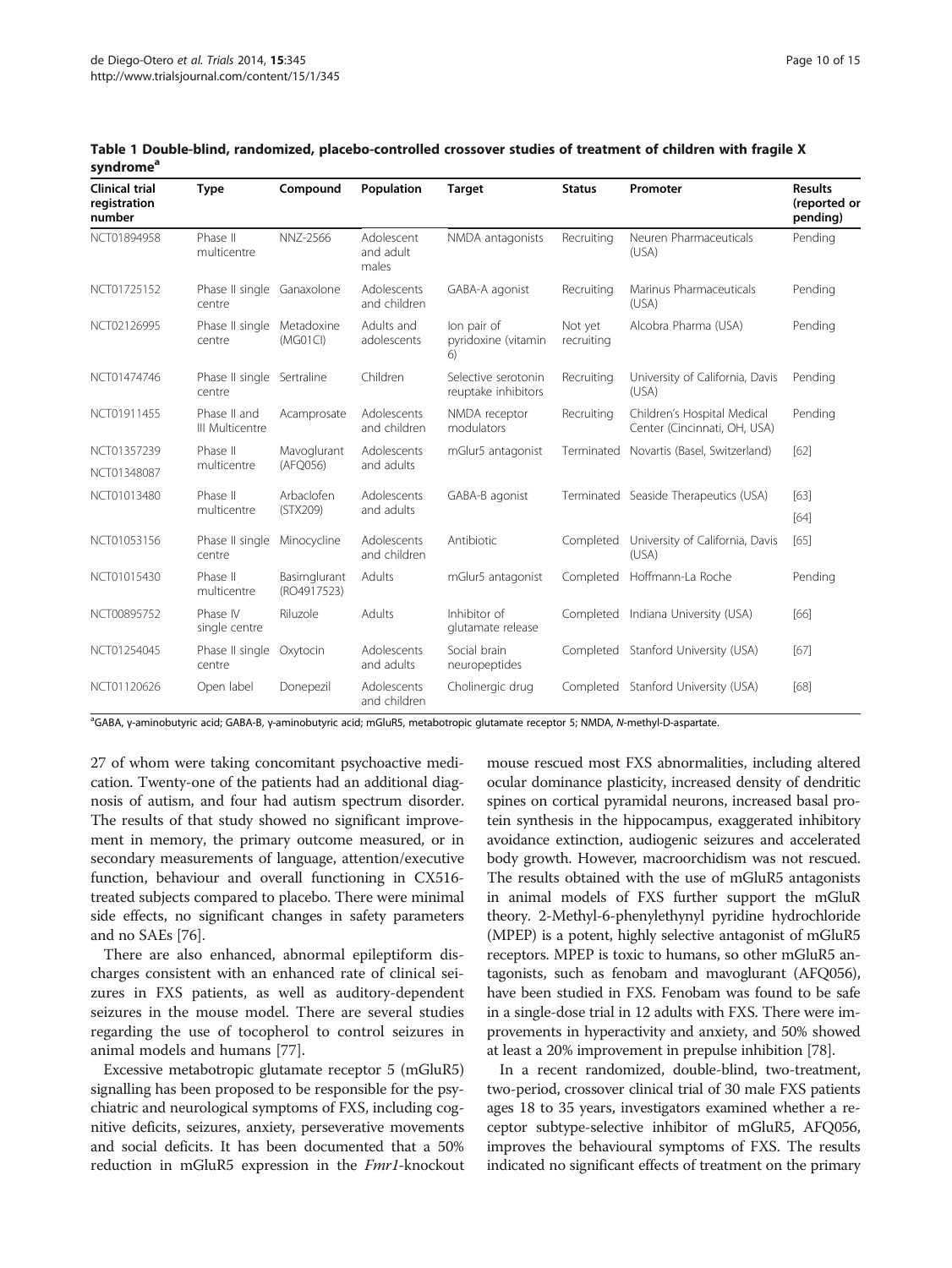**Table 1 Double-blind, randomized, placebo-controlled crossover studies of treatment of children with fragile X syndrome[a]**

| Clinical trial registration number | Type | Compound | Population | Target | Status | Promoter | Results (reported or pending) |
|---|---|---|---|---|---|---|---|
| NCT01894958 | Phase II multicentre | NNZ-2566 | Adolescent and adult males | NMDA antagonists | Recruiting | Neuren Pharmaceuticals (USA) | Pending |
| NCT01725152 | Phase II single centre | Ganaxolone | Adolescents and children | GABA-A agonist | Recruiting | Marinus Pharmaceuticals (USA) | Pending |
| NCT02126995 | Phase II single centre | Metadoxine (MG01CI) | Adults and adolescents | Ion pair of pyridoxine (vitamin 6) | Not yet recruiting | Alcobra Pharma (USA) | Pending |
| NCT01474746 | Phase II single centre | Sertraline | Children | Selective serotonin reuptake inhibitors | Recruiting | University of California, Davis (USA) | Pending |
| NCT01911455 | Phase II and III Multicentre | Acamprosate | Adolescents and children | NMDA receptor modulators | Recruiting | Children's Hospital Medical Center (Cincinnati, OH, USA) | Pending |
| NCT01357239 NCT01348087 | Phase II multicentre | Mavoglurant (AFQ056) | Adolescents and adults | mGlur5 antagonist | Terminated | Novartis (Basel, Switzerland) | [62] |
| NCT01013480 | Phase II multicentre | Arbaclofen (STX209) | Adolescents and adults | GABA-B agonist | Terminated | Seaside Therapeutics (USA) | [63] [64] |
| NCT01053156 | Phase II single centre | Minocycline | Adolescents and children | Antibiotic | Completed | University of California, Davis (USA) | [65] |
| NCT01015430 | Phase II multicentre | Basimglurant (RO4917523) | Adults | mGlur5 antagonist | Completed | Hoffmann-La Roche | Pending |
| NCT00895752 | Phase IV single centre | Riluzole | Adults | Inhibitor of glutamate release | Completed | Indiana University (USA) | [66] |
| NCT01254045 | Phase II single centre | Oxytocin | Adolescents and adults | Social brain neuropeptides | Completed | Stanford University (USA) | [67] |
| NCT01120626 | Open label | Donepezil | Adolescents and children | Cholinergic drug | Completed | Stanford University (USA) | [68] |

[a]GABA, γ-aminobutyric acid; GABA-B, γ-aminobutyric acid; mGluR5, metabotropic glutamate receptor 5; NMDA, *N*-methyl-D-aspartate.

27 of whom were taking concomitant psychoactive medication. Twenty-one of the patients had an additional diagnosis of autism, and four had autism spectrum disorder. The results of that study showed no significant improvement in memory, the primary outcome measured, or in secondary measurements of language, attention/executive function, behaviour and overall functioning in CX516-treated subjects compared to placebo. There were minimal side effects, no significant changes in safety parameters and no SAEs [76].

There are also enhanced, abnormal epileptiform discharges consistent with an enhanced rate of clinical seizures in FXS patients, as well as auditory-dependent seizures in the mouse model. There are several studies regarding the use of tocopherol to control seizures in animal models and humans [77].

Excessive metabotropic glutamate receptor 5 (mGluR5) signalling has been proposed to be responsible for the psychiatric and neurological symptoms of FXS, including cognitive deficits, seizures, anxiety, perseverative movements and social deficits. It has been documented that a 50% reduction in mGluR5 expression in the *Fmr1*-knockout mouse rescued most FXS abnormalities, including altered ocular dominance plasticity, increased density of dendritic spines on cortical pyramidal neurons, increased basal protein synthesis in the hippocampus, exaggerated inhibitory avoidance extinction, audiogenic seizures and accelerated body growth. However, macroorchidism was not rescued. The results obtained with the use of mGluR5 antagonists in animal models of FXS further support the mGluR theory. 2-Methyl-6-phenylethynyl pyridine hydrochloride (MPEP) is a potent, highly selective antagonist of mGluR5 receptors. MPEP is toxic to humans, so other mGluR5 antagonists, such as fenobam and mavoglurant (AFQ056), have been studied in FXS. Fenobam was found to be safe in a single-dose trial in 12 adults with FXS. There were improvements in hyperactivity and anxiety, and 50% showed at least a 20% improvement in prepulse inhibition [78].

In a recent randomized, double-blind, two-treatment, two-period, crossover clinical trial of 30 male FXS patients ages 18 to 35 years, investigators examined whether a receptor subtype-selective inhibitor of mGluR5, AFQ056, improves the behavioural symptoms of FXS. The results indicated no significant effects of treatment on the primary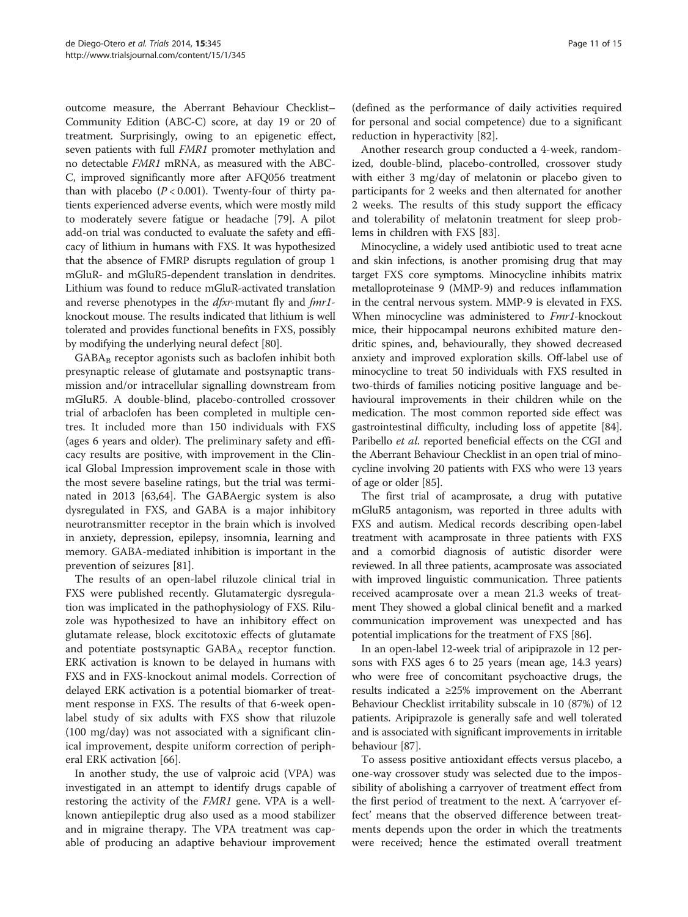outcome measure, the Aberrant Behaviour Checklist–Community Edition (ABC-C) score, at day 19 or 20 of treatment. Surprisingly, owing to an epigenetic effect, seven patients with full *FMR1* promoter methylation and no detectable *FMR1* mRNA, as measured with the ABC-C, improved significantly more after AFQ056 treatment than with placebo ($P < 0.001$). Twenty-four of thirty patients experienced adverse events, which were mostly mild to moderately severe fatigue or headache [79]. A pilot add-on trial was conducted to evaluate the safety and efficacy of lithium in humans with FXS. It was hypothesized that the absence of FMRP disrupts regulation of group 1 mGluR- and mGluR5-dependent translation in dendrites. Lithium was found to reduce mGluR-activated translation and reverse phenotypes in the *dfxr*-mutant fly and *fmr1*-knockout mouse. The results indicated that lithium is well tolerated and provides functional benefits in FXS, possibly by modifying the underlying neural defect [80].

$GABA_B$ receptor agonists such as baclofen inhibit both presynaptic release of glutamate and postsynaptic transmission and/or intracellular signalling downstream from mGluR5. A double-blind, placebo-controlled crossover trial of arbaclofen has been completed in multiple centres. It included more than 150 individuals with FXS (ages 6 years and older). The preliminary safety and efficacy results are positive, with improvement in the Clinical Global Impression improvement scale in those with the most severe baseline ratings, but the trial was terminated in 2013 [63,64]. The GABAergic system is also dysregulated in FXS, and GABA is a major inhibitory neurotransmitter receptor in the brain which is involved in anxiety, depression, epilepsy, insomnia, learning and memory. GABA-mediated inhibition is important in the prevention of seizures [81].

The results of an open-label riluzole clinical trial in FXS were published recently. Glutamatergic dysregulation was implicated in the pathophysiology of FXS. Riluzole was hypothesized to have an inhibitory effect on glutamate release, block excitotoxic effects of glutamate and potentiate postsynaptic $GABA_A$ receptor function. ERK activation is known to be delayed in humans with FXS and in FXS-knockout animal models. Correction of delayed ERK activation is a potential biomarker of treatment response in FXS. The results of that 6-week open-label study of six adults with FXS show that riluzole (100 mg/day) was not associated with a significant clinical improvement, despite uniform correction of peripheral ERK activation [66].

In another study, the use of valproic acid (VPA) was investigated in an attempt to identify drugs capable of restoring the activity of the *FMR1* gene. VPA is a well-known antiepileptic drug also used as a mood stabilizer and in migraine therapy. The VPA treatment was capable of producing an adaptive behaviour improvement (defined as the performance of daily activities required for personal and social competence) due to a significant reduction in hyperactivity [82].

Another research group conducted a 4-week, randomized, double-blind, placebo-controlled, crossover study with either 3 mg/day of melatonin or placebo given to participants for 2 weeks and then alternated for another 2 weeks. The results of this study support the efficacy and tolerability of melatonin treatment for sleep problems in children with FXS [83].

Minocycline, a widely used antibiotic used to treat acne and skin infections, is another promising drug that may target FXS core symptoms. Minocycline inhibits matrix metalloproteinase 9 (MMP-9) and reduces inflammation in the central nervous system. MMP-9 is elevated in FXS. When minocycline was administered to *Fmr1*-knockout mice, their hippocampal neurons exhibited mature dendritic spines, and, behaviourally, they showed decreased anxiety and improved exploration skills. Off-label use of minocycline to treat 50 individuals with FXS resulted in two-thirds of families noticing positive language and behavioural improvements in their children while on the medication. The most common reported side effect was gastrointestinal difficulty, including loss of appetite [84]. Paribello *et al.* reported beneficial effects on the CGI and the Aberrant Behaviour Checklist in an open trial of minocycline involving 20 patients with FXS who were 13 years of age or older [85].

The first trial of acamprosate, a drug with putative mGluR5 antagonism, was reported in three adults with FXS and autism. Medical records describing open-label treatment with acamprosate in three patients with FXS and a comorbid diagnosis of autistic disorder were reviewed. In all three patients, acamprosate was associated with improved linguistic communication. Three patients received acamprosate over a mean 21.3 weeks of treatment They showed a global clinical benefit and a marked communication improvement was unexpected and has potential implications for the treatment of FXS [86].

In an open-label 12-week trial of aripiprazole in 12 persons with FXS ages 6 to 25 years (mean age, 14.3 years) who were free of concomitant psychoactive drugs, the results indicated a ≥25% improvement on the Aberrant Behaviour Checklist irritability subscale in 10 (87%) of 12 patients. Aripiprazole is generally safe and well tolerated and is associated with significant improvements in irritable behaviour [87].

To assess positive antioxidant effects versus placebo, a one-way crossover study was selected due to the impossibility of abolishing a carryover of treatment effect from the first period of treatment to the next. A 'carryover effect' means that the observed difference between treatments depends upon the order in which the treatments were received; hence the estimated overall treatment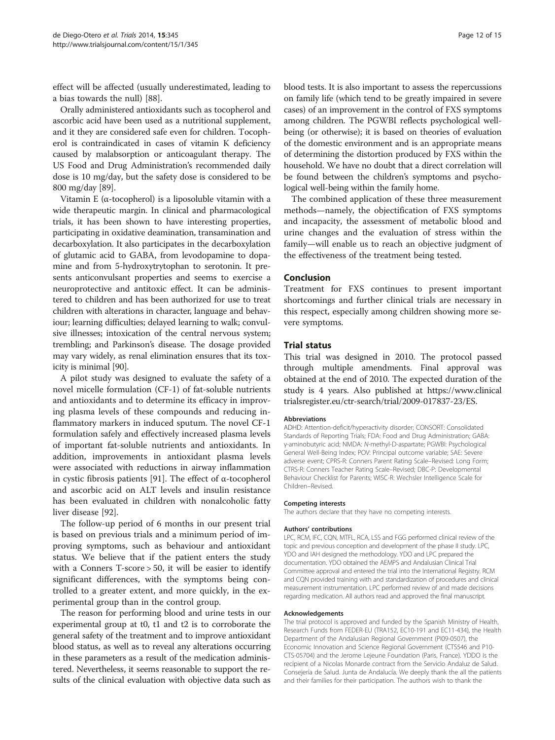effect will be affected (usually underestimated, leading to a bias towards the null) [88].

Orally administered antioxidants such as tocopherol and ascorbic acid have been used as a nutritional supplement, and it they are considered safe even for children. Tocopherol is contraindicated in cases of vitamin K deficiency caused by malabsorption or anticoagulant therapy. The US Food and Drug Administration's recommended daily dose is 10 mg/day, but the safety dose is considered to be 800 mg/day [89].

Vitamin E (α-tocopherol) is a liposoluble vitamin with a wide therapeutic margin. In clinical and pharmacological trials, it has been shown to have interesting properties, participating in oxidative deamination, transamination and decarboxylation. It also participates in the decarboxylation of glutamic acid to GABA, from levodopamine to dopamine and from 5-hydroxytrytophan to serotonin. It presents anticonvulsant properties and seems to exercise a neuroprotective and antitoxic effect. It can be administered to children and has been authorized for use to treat children with alterations in character, language and behaviour; learning difficulties; delayed learning to walk; convulsive illnesses; intoxication of the central nervous system; trembling; and Parkinson's disease. The dosage provided may vary widely, as renal elimination ensures that its toxicity is minimal [90].

A pilot study was designed to evaluate the safety of a novel micelle formulation (CF-1) of fat-soluble nutrients and antioxidants and to determine its efficacy in improving plasma levels of these compounds and reducing inflammatory markers in induced sputum. The novel CF-1 formulation safely and effectively increased plasma levels of important fat-soluble nutrients and antioxidants. In addition, improvements in antioxidant plasma levels were associated with reductions in airway inflammation in cystic fibrosis patients [91]. The effect of α-tocopherol and ascorbic acid on ALT levels and insulin resistance has been evaluated in children with nonalcoholic fatty liver disease [92].

The follow-up period of 6 months in our present trial is based on previous trials and a minimum period of improving symptoms, such as behaviour and antioxidant status. We believe that if the patient enters the study with a Conners T-score > 50, it will be easier to identify significant differences, with the symptoms being controlled to a greater extent, and more quickly, in the experimental group than in the control group.

The reason for performing blood and urine tests in our experimental group at t0, t1 and t2 is to corroborate the general safety of the treatment and to improve antioxidant blood status, as well as to reveal any alterations occurring in these parameters as a result of the medication administered. Nevertheless, it seems reasonable to support the results of the clinical evaluation with objective data such as blood tests. It is also important to assess the repercussions on family life (which tend to be greatly impaired in severe cases) of an improvement in the control of FXS symptoms among children. The PGWBI reflects psychological well-being (or otherwise); it is based on theories of evaluation of the domestic environment and is an appropriate means of determining the distortion produced by FXS within the household. We have no doubt that a direct correlation will be found between the children's symptoms and psychological well-being within the family home.

The combined application of these three measurement methods—namely, the objectification of FXS symptoms and incapacity, the assessment of metabolic blood and urine changes and the evaluation of stress within the family—will enable us to reach an objective judgment of the effectiveness of the treatment being tested.

## Conclusion

Treatment for FXS continues to present important shortcomings and further clinical trials are necessary in this respect, especially among children showing more severe symptoms.

## Trial status

This trial was designed in 2010. The protocol passed through multiple amendments. Final approval was obtained at the end of 2010. The expected duration of the study is 4 years. Also published at https://www.clinicaltrialsregister.eu/ctr-search/trial/2009-017837-23/ES.

#### Abbreviations

ADHD: Attention-deficit/hyperactivity disorder; CONSORT: Consolidated Standards of Reporting Trials; FDA: Food and Drug Administration; GABA: γ-aminobutyric acid; NMDA: *N*-methyl-D-aspartate; PGWBI: Psychological General Well-Being Index; POV: Principal outcome variable; SAE: Severe adverse event; CPRS-R: Conners Parent Rating Scale–Revised: Long Form; CTRS-R: Conners Teacher Rating Scale–Revised; DBC-P: Developmental Behaviour Checklist for Parents; WISC-R: Wechsler Intelligence Scale for Children–Revised.

#### Competing interests

The authors declare that they have no competing interests.

#### Authors' contributions

LPC, RCM, IFC, CQN, MTFL, RCA, LSS and FGG performed clinical review of the topic and previous conception and development of the phase II study. LPC, YDO and IAH designed the methodology. YDO and LPC prepared the documentation. YDO obtained the AEMPS and Andalusian Clinical Trial Committee approval and entered the trial into the International Registry. RCM and CQN provided training with and standardization of procedures and clinical measurement instrumentation. LPC performed review of and made decisions regarding medication. All authors read and approved the final manuscript.

#### Acknowledgements

The trial protocol is approved and funded by the Spanish Ministry of Health, Research Funds from FEDER-EU (TRA152, EC10-191 and EC11-434), the Health Department of the Andalusian Regional Government (PI09-0507), the Economic Innovation and Science Regional Government (CTS546 and P10-CTS-05704) and the Jerome Lejeune Foundation (Paris, France). YDDO is the recipient of a Nicolas Monarde contract from the Servicio Andaluz de Salud. Consejería de Salud. Junta de Andalucía. We deeply thank the all the patients and their families for their participation. The authors wish to thank the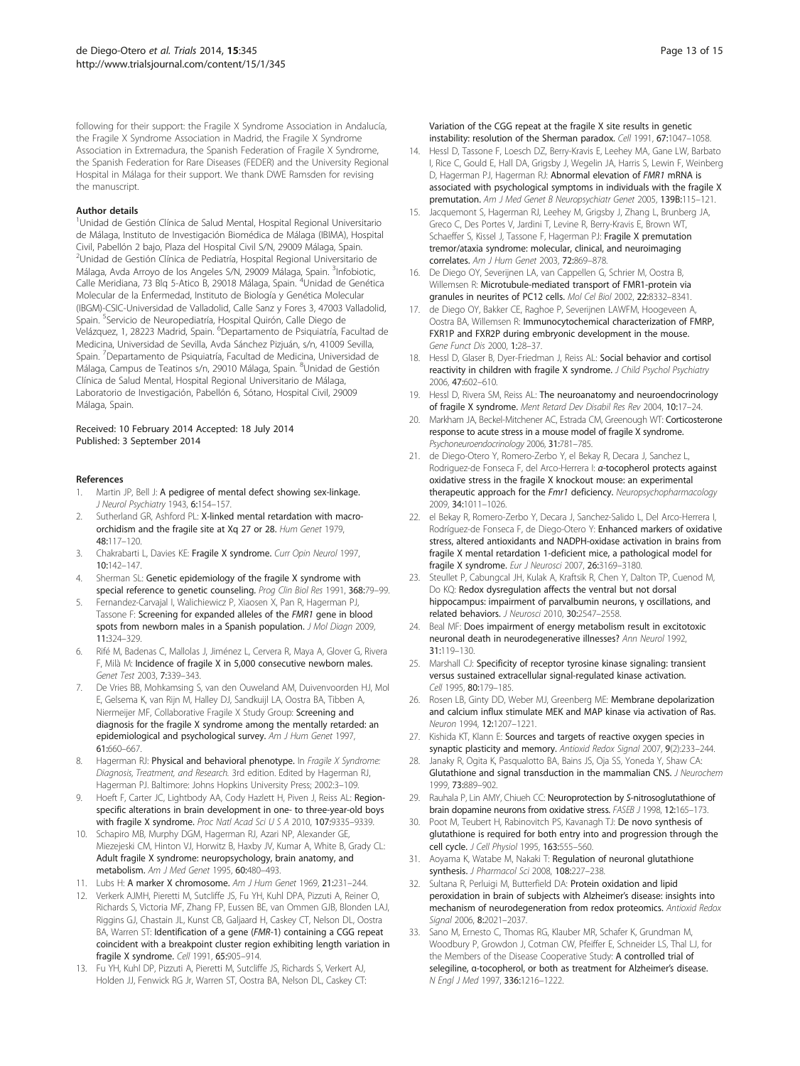following for their support: the Fragile X Syndrome Association in Andalucía, the Fragile X Syndrome Association in Madrid, the Fragile X Syndrome Association in Extremadura, the Spanish Federation of Fragile X Syndrome, the Spanish Federation for Rare Diseases (FEDER) and the University Regional Hospital in Málaga for their support. We thank DWE Ramsden for revising the manuscript.

#### Author details

[1]Unidad de Gestión Clínica de Salud Mental, Hospital Regional Universitario de Málaga, Instituto de Investigación Biomédica de Málaga (IBIMA), Hospital Civil, Pabellón 2 bajo, Plaza del Hospital Civil S/N, 29009 Málaga, Spain. [2]Unidad de Gestión Clínica de Pediatría, Hospital Regional Universitario de Málaga, Avda Arroyo de los Angeles S/N, 29009 Málaga, Spain. [3]Infobiotic, Calle Meridiana, 73 Blq 5-Atico B, 29018 Málaga, Spain. [4]Unidad de Genética Molecular de la Enfermedad, Instituto de Biología y Genética Molecular (IBGM)-CSIC-Universidad de Valladolid, Calle Sanz y Fores 3, 47003 Valladolid, Spain. [5]Servicio de Neuropediatría, Hospital Quirón, Calle Diego de Velázquez, 1, 28223 Madrid, Spain. [6]Departamento de Psiquiatría, Facultad de Medicina, Universidad de Sevilla, Avda Sánchez Pizjuán, s/n, 41009 Sevilla, Spain. [7]Departamento de Psiquiatría, Facultad de Medicina, Universidad de Málaga, Campus de Teatinos s/n, 29010 Málaga, Spain. [8]Unidad de Gestión Clínica de Salud Mental, Hospital Regional Universitario de Málaga, Laboratorio de Investigación, Pabellón 6, Sótano, Hospital Civil, 29009 Málaga, Spain.

Received: 10 February 2014 Accepted: 18 July 2014
Published: 3 September 2014

#### References

1. Martin JP, Bell J: **A pedigree of mental defect showing sex-linkage.** *J Neurol Psychiatry* 1943, **6**:154–157.
2. Sutherland GR, Ashford PL: **X-linked mental retardation with macro-orchidism and the fragile site at Xq 27 or 28.** *Hum Genet* 1979, **48**:117–120.
3. Chakrabarti L, Davies KE: **Fragile X syndrome.** *Curr Opin Neurol* 1997, **10**:142–147.
4. Sherman SL: **Genetic epidemiology of the fragile X syndrome with special reference to genetic counseling.** *Prog Clin Biol Res* 1991, **368**:79–99.
5. Fernandez-Carvajal I, Walichiewicz P, Xiaosen X, Pan R, Hagerman PJ, Tassone F: **Screening for expanded alleles of the *FMR1* gene in blood spots from newborn males in a Spanish population.** *J Mol Diagn* 2009, **11**:324–329.
6. Rifé M, Badenas C, Mallolas J, Jiménez L, Cervera R, Maya A, Glover G, Rivera F, Milà M: **Incidence of fragile X in 5,000 consecutive newborn males.** *Genet Test* 2003, **7**:339–343.
7. De Vries BB, Mohkamsing S, van den Ouweland AM, Duivenvoorden HJ, Mol E, Gelsema K, van Rijn M, Halley DJ, Sandkuijl LA, Oostra BA, Tibben A, Niermeijer MF, Collaborative Fragile X Study Group: **Screening and diagnosis for the fragile X syndrome among the mentally retarded: an epidemiological and psychological survey.** *Am J Hum Genet* 1997, **61**:660–667.
8. Hagerman RJ: **Physical and behavioral phenotype.** In *Fragile X Syndrome: Diagnosis, Treatment, and Research.* 3rd edition. Edited by Hagerman RJ, Hagerman PJ. Baltimore: Johns Hopkins University Press; 2002:3–109.
9. Hoeft F, Carter JC, Lightbody AA, Cody Hazlett H, Piven J, Reiss AL: **Region-specific alterations in brain development in one- to three-year-old boys with fragile X syndrome.** *Proc Natl Acad Sci U S A* 2010, **107**:9335–9339.
10. Schapiro MB, Murphy DGM, Hagerman RJ, Azari NP, Alexander GE, Miezejeski CM, Hinton VJ, Horwitz B, Haxby JV, Kumar A, White B, Grady CL: **Adult fragile X syndrome: neuropsychology, brain anatomy, and metabolism.** *Am J Med Genet* 1995, **60**:480–493.
11. Lubs H: **A marker X chromosome.** *Am J Hum Genet* 1969, **21**:231–244.
12. Verkerk AJMH, Pieretti M, Sutcliffe JS, Fu YH, Kuhl DPA, Pizzuti A, Reiner O, Richards S, Victoria MF, Zhang FP, Eussen BE, van Ommen GJB, Blonden LAJ, Riggins GJ, Chastain JL, Kunst CB, Galjaard H, Caskey CT, Nelson DL, Oostra BA, Warren ST: **Identification of a gene (*FMR*-1) containing a CGG repeat coincident with a breakpoint cluster region exhibiting length variation in fragile X syndrome.** *Cell* 1991, **65**:905–914.
13. Fu YH, Kuhl DP, Pizzuti A, Pieretti M, Sutcliffe JS, Richards S, Verkert AJ, Holden JJ, Fenwick RG Jr, Warren ST, Oostra BA, Nelson DL, Caskey CT: **Variation of the CGG repeat at the fragile X site results in genetic instability: resolution of the Sherman paradox.** *Cell* 1991, **67**:1047–1058.
14. Hessl D, Tassone F, Loesch DZ, Berry-Kravis E, Leehey MA, Gane LW, Barbato I, Rice C, Gould E, Hall DA, Grigsby J, Wegelin JA, Harris S, Lewin F, Weinberg D, Hagerman PJ, Hagerman RJ: **Abnormal elevation of *FMR1* mRNA is associated with psychological symptoms in individuals with the fragile X premutation.** *Am J Med Genet B Neuropsychiatr Genet* 2005, **139B**:115–121.
15. Jacquemont S, Hagerman RJ, Leehey M, Grigsby J, Zhang L, Brunberg JA, Greco C, Des Portes V, Jardini T, Levine R, Berry-Kravis E, Brown WT, Schaeffer S, Kissel J, Tassone F, Hagerman PJ: **Fragile X premutation tremor/ataxia syndrome: molecular, clinical, and neuroimaging correlates.** *Am J Hum Genet* 2003, **72**:869–878.
16. De Diego OY, Severijnen LA, van Cappellen G, Schrier M, Oostra B, Willemsen R: **Microtubule-mediated transport of FMR1-protein via granules in neurites of PC12 cells.** *Mol Cel Biol* 2002, **22**:8332–8341.
17. de Diego OY, Bakker CE, Raghoe P, Severijnen LAWFM, Hoogeveen A, Oostra BA, Willemsen R: **Immunocytochemical characterization of FMRP, FXR1P and FXR2P during embryonic development in the mouse.** *Gene Funct Dis* 2000, **1**:28–37.
18. Hessl D, Glaser B, Dyer-Friedman J, Reiss AL: **Social behavior and cortisol reactivity in children with fragile X syndrome.** *J Child Psychol Psychiatry* 2006, **47**:602–610.
19. Hessl D, Rivera SM, Reiss AL: **The neuroanatomy and neuroendocrinology of fragile X syndrome.** *Ment Retard Dev Disabil Res Rev* 2004, **10**:17–24.
20. Markham JA, Beckel-Mitchener AC, Estrada CM, Greenough WT: **Corticosterone response to acute stress in a mouse model of fragile X syndrome.** *Psychoneuroendocrinology* 2006, **31**:781–785.
21. de Diego-Otero Y, Romero-Zerbo Y, el Bekay R, Decara J, Sanchez L, Rodriguez-de Fonseca F, del Arco-Herrera I: **α-tocopherol protects against oxidative stress in the fragile X knockout mouse: an experimental therapeutic approach for the *Fmr1* deficiency.** *Neuropsychopharmacology* 2009, **34**:1011–1026.
22. el Bekay R, Romero-Zerbo Y, Decara J, Sanchez-Salido L, Del Arco-Herrera I, Rodríguez-de Fonseca F, de Diego-Otero Y: **Enhanced markers of oxidative stress, altered antioxidants and NADPH-oxidase activation in brains from fragile X mental retardation 1-deficient mice, a pathological model for fragile X syndrome.** *Eur J Neurosci* 2007, **26**:3169–3180.
23. Steullet P, Cabungcal JH, Kulak A, Kraftsik R, Chen Y, Dalton TP, Cuenod M, Do KQ: **Redox dysregulation affects the ventral but not dorsal hippocampus: impairment of parvalbumin neurons, γ oscillations, and related behaviors.** *J Neurosci* 2010, **30**:2547–2558.
24. Beal MF: **Does impairment of energy metabolism result in excitotoxic neuronal death in neurodegenerative illnesses?** *Ann Neurol* 1992, **31**:119–130.
25. Marshall CJ: **Specificity of receptor tyrosine kinase signaling: transient versus sustained extracellular signal-regulated kinase activation.** *Cell* 1995, **80**:179–185.
26. Rosen LB, Ginty DD, Weber MJ, Greenberg ME: **Membrane depolarization and calcium influx stimulate MEK and MAP kinase via activation of Ras.** *Neuron* 1994, **12**:1207–1221.
27. Kishida KT, Klann E: **Sources and targets of reactive oxygen species in synaptic plasticity and memory.** *Antioxid Redox Signal* 2007, **9**(2):233–244.
28. Janaky R, Ogita K, Pasqualotto BA, Bains JS, Oja SS, Yoneda Y, Shaw CA: **Glutathione and signal transduction in the mammalian CNS.** *J Neurochem* 1999, **73**:889–902.
29. Rauhala P, Lin AMY, Chiueh CC: **Neuroprotection by S-nitrosoglutathione of brain dopamine neurons from oxidative stress.** *FASEB J* 1998, **12**:165–173.
30. Poot M, Teubert H, Rabinovitch PS, Kavanagh TJ: **De novo synthesis of glutathione is required for both entry into and progression through the cell cycle.** *J Cell Physiol* 1995, **163**:555–560.
31. Aoyama K, Watabe M, Nakaki T: **Regulation of neuronal glutathione synthesis.** *J Pharmacol Sci* 2008, **108**:227–238.
32. Sultana R, Perluigi M, Butterfield DA: **Protein oxidation and lipid peroxidation in brain of subjects with Alzheimer's disease: insights into mechanism of neurodegeneration from redox proteomics.** *Antioxid Redox Signal* 2006, **8**:2021–2037.
33. Sano M, Ernesto C, Thomas RG, Klauber MR, Schafer K, Grundman M, Woodbury P, Growdon J, Cotman CW, Pfeiffer E, Schneider LS, Thal LJ, for the Members of the Disease Cooperative Study: **A controlled trial of selegiline, α-tocopherol, or both as treatment for Alzheimer's disease.** *N Engl J Med* 1997, **336**:1216–1222.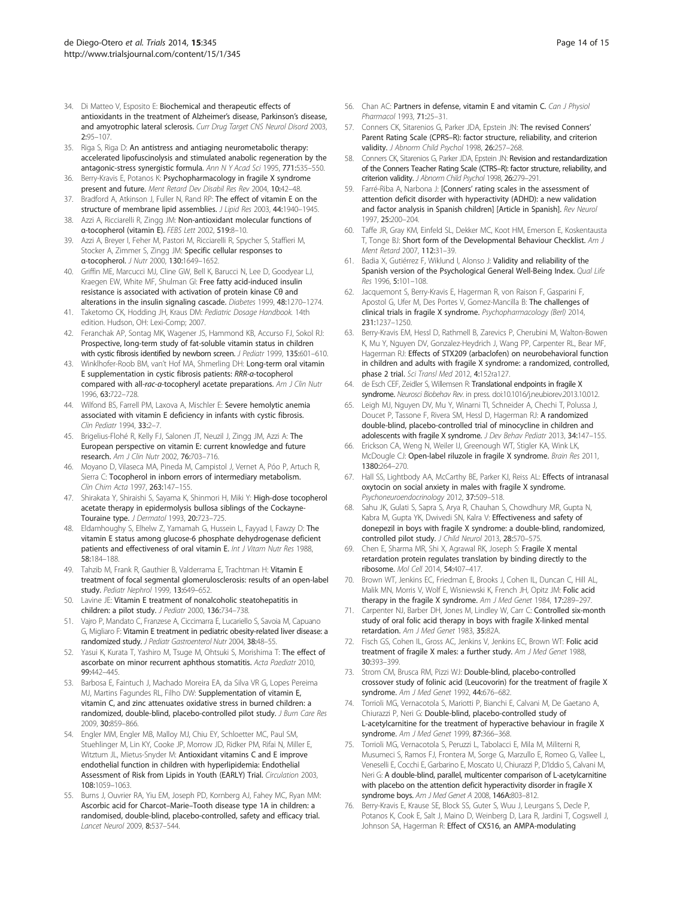34. Di Matteo V, Esposito E: **Biochemical and therapeutic effects of antioxidants in the treatment of Alzheimer's disease, Parkinson's disease, and amyotrophic lateral sclerosis.** *Curr Drug Target CNS Neurol Disord* 2003, **2:**95–107.
35. Riga S, Riga D: **An antistress and antiaging neurometabolic therapy: accelerated lipofuscinolysis and stimulated anabolic regeneration by the antagonic-stress synergistic formula.** *Ann N Y Acad Sci* 1995, **771:**535–550.
36. Berry-Kravis E, Potanos K: **Psychopharmacology in fragile X syndrome present and future.** *Ment Retard Dev Disabil Res Rev* 2004, **10:**42–48.
37. Bradford A, Atkinson J, Fuller N, Rand RP: **The effect of vitamin E on the structure of membrane lipid assemblies.** *J Lipid Res* 2003, **44:**1940–1945.
38. Azzi A, Ricciarelli R, Zingg JM: **Non-antioxidant molecular functions of α-tocopherol (vitamin E).** *FEBS Lett* 2002, **519:**8–10.
39. Azzi A, Breyer I, Feher M, Pastori M, Ricciarelli R, Spycher S, Staffieri M, Stocker A, Zimmer S, Zingg JM: **Specific cellular responses to α-tocopherol.** *J Nutr* 2000, **130:**1649–1652.
40. Griffin ME, Marcucci MJ, Cline GW, Bell K, Barucci N, Lee D, Goodyear LJ, Kraegen EW, White MF, Shulman GI: **Free fatty acid-induced insulin resistance is associated with activation of protein kinase Cθ and alterations in the insulin signaling cascade.** *Diabetes* 1999, **48:**1270–1274.
41. Taketomo CK, Hodding JH, Kraus DM: *Pediatric Dosage Handbook.* 14th edition. Hudson, OH: Lexi-Comp; 2007.
42. Feranchak AP, Sontag MK, Wagener JS, Hammond KB, Accurso FJ, Sokol RJ: **Prospective, long-term study of fat-soluble vitamin status in children with cystic fibrosis identified by newborn screen.** *J Pediatr* 1999, **135:**601–610.
43. Winklhofer-Roob BM, van't Hof MA, Shmerling DH: **Long-term oral vitamin E supplementation in cystic fibrosis patients: *RRR-α*-tocopherol compared with all-*rac-α*-tocopheryl acetate preparations.** *Am J Clin Nutr* 1996, **63:**722–728.
44. Wilfond BS, Farrell PM, Laxova A, Mischler E: **Severe hemolytic anemia associated with vitamin E deficiency in infants with cystic fibrosis.** *Clin Pediatr* 1994, **33:**2–7.
45. Brigelius-Flohé R, Kelly FJ, Salonen JT, Neuzil J, Zingg JM, Azzi A: **The European perspective on vitamin E: current knowledge and future research.** *Am J Clin Nutr* 2002, **76:**703–716.
46. Moyano D, Vilaseca MA, Pineda M, Campistol J, Vernet A, Póo P, Artuch R, Sierra C: **Tocopherol in inborn errors of intermediary metabolism.** *Clin Chim Acta* 1997, **263:**147–155.
47. Shirakata Y, Shiraishi S, Sayama K, Shinmori H, Miki Y: **High-dose tocopherol acetate therapy in epidermolysis bullosa siblings of the Cockayne-Touraine type.** *J Dermatol* 1993, **20:**723–725.
48. Eldamhoughy S, Elhelw Z, Yamamah G, Hussein L, Fayyad I, Fawzy D: **The vitamin E status among glucose-6 phosphate dehydrogenase deficient patients and effectiveness of oral vitamin E.** *Int J Vitam Nutr Res* 1988, **58:**184–188.
49. Tahzib M, Frank R, Gauthier B, Valderrama E, Trachtman H: **Vitamin E treatment of focal segmental glomerulosclerosis: results of an open-label study.** *Pediatr Nephrol* 1999, **13:**649–652.
50. Lavine JE: **Vitamin E treatment of nonalcoholic steatohepatitis in children: a pilot study.** *J Pediatr* 2000, **136:**734–738.
51. Vajro P, Mandato C, Franzese A, Ciccimarra E, Lucariello S, Savoia M, Capuano G, Migliaro F: **Vitamin E treatment in pediatric obesity-related liver disease: a randomized study.** *J Pediatr Gastroenterol Nutr* 2004, **38:**48–55.
52. Yasui K, Kurata T, Yashiro M, Tsuge M, Ohtsuki S, Morishima T: **The effect of ascorbate on minor recurrent aphthous stomatitis.** *Acta Paediatr* 2010, **99:**442–445.
53. Barbosa E, Faintuch J, Machado Moreira EA, da Silva VR G, Lopes Pereima MJ, Martins Fagundes RL, Filho DW: **Supplementation of vitamin E, vitamin C, and zinc attenuates oxidative stress in burned children: a randomized, double-blind, placebo-controlled pilot study.** *J Burn Care Res* 2009, **30:**859–866.
54. Engler MM, Engler MB, Malloy MJ, Chiu EY, Schloetter MC, Paul SM, Stuehlinger M, Lin KY, Cooke JP, Morrow JD, Ridker PM, Rifai N, Miller E, Witztum JL, Mietus-Snyder M: **Antioxidant vitamins C and E improve endothelial function in children with hyperlipidemia: Endothelial Assessment of Risk from Lipids in Youth (EARLY) Trial.** *Circulation* 2003, **108:**1059–1063.
55. Burns J, Ouvrier RA, Yiu EM, Joseph PD, Kornberg AJ, Fahey MC, Ryan MM: **Ascorbic acid for Charcot–Marie–Tooth disease type 1A in children: a randomised, double-blind, placebo-controlled, safety and efficacy trial.** *Lancet Neurol* 2009, **8:**537–544.
56. Chan AC: **Partners in defense, vitamin E and vitamin C.** *Can J Physiol Pharmacol* 1993, **71:**25–31.
57. Conners CK, Sitarenios G, Parker JDA, Epstein JN: **The revised Conners' Parent Rating Scale (CPRS–R): factor structure, reliability, and criterion validity.** *J Abnorm Child Psychol* 1998, **26:**257–268.
58. Conners CK, Sitarenios G, Parker JDA, Epstein JN: **Revision and restandardization of the Conners Teacher Rating Scale (CTRS–R): factor structure, reliability, and criterion validity.** *J Abnorm Child Psychol* 1998, **26:**279–291.
59. Farré-Riba A, Narbona J: **[Conners' rating scales in the assessment of attention deficit disorder with hyperactivity (ADHD): a new validation and factor analysis in Spanish children] [Article in Spanish].** *Rev Neurol* 1997, **25:**200–204.
60. Taffe JR, Gray KM, Einfeld SL, Dekker MC, Koot HM, Emerson E, Koskentausta T, Tonge BJ: **Short form of the Developmental Behaviour Checklist.** *Am J Ment Retard* 2007, **112:**31–39.
61. Badia X, Gutiérrez F, Wiklund I, Alonso J: **Validity and reliability of the Spanish version of the Psychological General Well-Being Index.** *Qual Life Res* 1996, **5:**101–108.
62. Jacquemont S, Berry-Kravis E, Hagerman R, von Raison F, Gasparini F, Apostol G, Ufer M, Des Portes V, Gomez-Mancilla B: **The challenges of clinical trials in fragile X syndrome.** *Psychopharmacology (Berl)* 2014, **231:**1237–1250.
63. Berry-Kravis EM, Hessl D, Rathmell B, Zarevics P, Cherubini M, Walton-Bowen K, Mu Y, Nguyen DV, Gonzalez-Heydrich J, Wang PP, Carpenter RL, Bear MF, Hagerman RJ: **Effects of STX209 (arbaclofen) on neurobehavioral function in children and adults with fragile X syndrome: a randomized, controlled, phase 2 trial.** *Sci Transl Med* 2012, **4:**152ra127.
64. de Esch CEF, Zeidler S, Willemsen R: **Translational endpoints in fragile X syndrome.** *Neurosci Biobehav Rev*. in press. doi:10.1016/j.neubiorev.2013.10.012.
65. Leigh MJ, Nguyen DV, Mu Y, Winarni TI, Schneider A, Chechi T, Polussa J, Doucet P, Tassone F, Rivera SM, Hessl D, Hagerman RJ: **A randomized double-blind, placebo-controlled trial of minocycline in children and adolescents with fragile X syndrome.** *J Dev Behav Pediatr* 2013, **34:**147–155.
66. Erickson CA, Weng N, Weiler IJ, Greenough WT, Stigler KA, Wink LK, McDougle CJ: **Open-label riluzole in fragile X syndrome.** *Brain Res* 2011, **1380:**264–270.
67. Hall SS, Lightbody AA, McCarthy BE, Parker KJ, Reiss AL: **Effects of intranasal oxytocin on social anxiety in males with fragile X syndrome.** *Psychoneuroendocrinology* 2012, **37:**509–518.
68. Sahu JK, Gulati S, Sapra S, Arya R, Chauhan S, Chowdhury MR, Gupta N, Kabra M, Gupta YK, Dwivedi SN, Kalra V: **Effectiveness and safety of donepezil in boys with fragile X syndrome: a double-blind, randomized, controlled pilot study.** *J Child Neurol* 2013, **28:**570–575.
69. Chen E, Sharma MR, Shi X, Agrawal RK, Joseph S: **Fragile X mental retardation protein regulates translation by binding directly to the ribosome.** *Mol Cell* 2014, **54:**407–417.
70. Brown WT, Jenkins EC, Friedman E, Brooks J, Cohen IL, Duncan C, Hill AL, Malik MN, Morris V, Wolf E, Wisniewski K, French JH, Opitz JM: **Folic acid therapy in the fragile X syndrome.** *Am J Med Genet* 1984, **17:**289–297.
71. Carpenter NJ, Barber DH, Jones M, Lindley W, Carr C: **Controlled six-month study of oral folic acid therapy in boys with fragile X-linked mental retardation.** *Am J Med Genet* 1983, **35:**82A.
72. Fisch GS, Cohen IL, Gross AC, Jenkins V, Jenkins EC, Brown WT: **Folic acid treatment of fragile X males: a further study.** *Am J Med Genet* 1988, **30:**393–399.
73. Strom CM, Brusca RM, Pizzi WJ: **Double-blind, placebo-controlled crossover study of folinic acid (Leucovorin) for the treatment of fragile X syndrome.** *Am J Med Genet* 1992, **44:**676–682.
74. Torrioli MG, Vernacotola S, Mariotti P, Bianchi E, Calvani M, De Gaetano A, Chiurazzi P, Neri G: **Double-blind, placebo-controlled study of L-acetylcarnitine for the treatment of hyperactive behaviour in fragile X syndrome.** *Am J Med Genet* 1999, **87:**366–368.
75. Torrioli MG, Vernacotola S, Peruzzi L, Tabolacci E, Mila M, Militerni R, Musumeci S, Ramos FJ, Frontera M, Sorge G, Marzullo E, Romeo G, Vallee L, Veneselli E, Cocchi E, Garbarino E, Moscato U, Chiurazzi P, D'Iddio S, Calvani M, Neri G: **A double-blind, parallel, multicenter comparison of L-acetylcarnitine with placebo on the attention deficit hyperactivity disorder in fragile X syndrome boys.** *Am J Med Genet A* 2008, **146A:**803–812.
76. Berry-Kravis E, Krause SE, Block SS, Guter S, Wuu J, Leurgans S, Decle P, Potanos K, Cook E, Salt J, Maino D, Weinberg D, Lara R, Jardini T, Cogswell J, Johnson SA, Hagerman R: **Effect of CX516, an AMPA-modulating**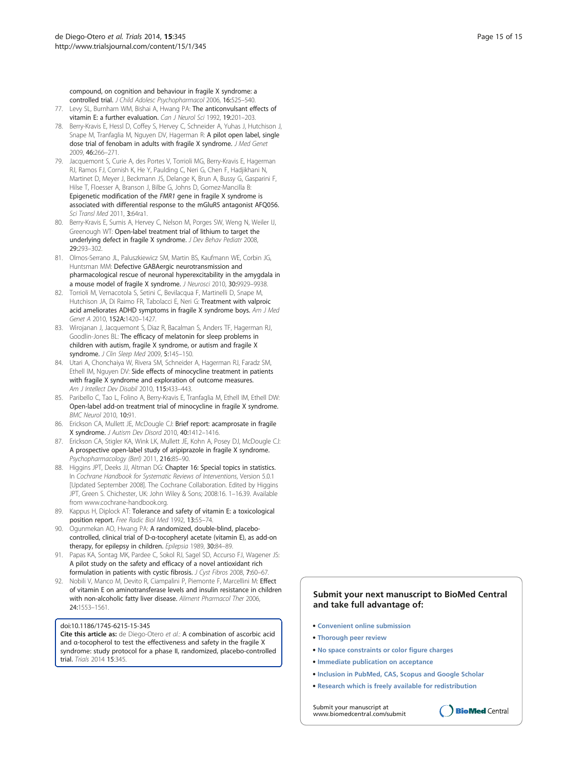compound, on cognition and behaviour in fragile X syndrome: a controlled trial. *J Child Adolesc Psychopharmacol* 2006, **16**:525–540.

77. Levy SL, Burnham WM, Bishai A, Hwang PA: **The anticonvulsant effects of vitamin E: a further evaluation.** *Can J Neurol Sci* 1992, **19**:201–203.
78. Berry-Kravis E, Hessl D, Coffey S, Hervey C, Schneider A, Yuhas J, Hutchison J, Snape M, Tranfaglia M, Nguyen DV, Hagerman R: **A pilot open label, single dose trial of fenobam in adults with fragile X syndrome.** *J Med Genet* 2009, **46**:266–271.
79. Jacquemont S, Curie A, des Portes V, Torrioli MG, Berry-Kravis E, Hagerman RJ, Ramos FJ, Cornish K, He Y, Paulding C, Neri G, Chen F, Hadjikhani N, Martinet D, Meyer J, Beckmann JS, Delange K, Brun A, Bussy G, Gasparini F, Hilse T, Floesser A, Branson J, Bilbe G, Johns D, Gomez-Mancilla B: **Epigenetic modification of the *FMR1* gene in fragile X syndrome is associated with differential response to the mGluR5 antagonist AFQ056.** *Sci Transl Med* 2011, **3**:64ra1.
80. Berry-Kravis E, Sumis A, Hervey C, Nelson M, Porges SW, Weng N, Weiler IJ, Greenough WT: **Open-label treatment trial of lithium to target the underlying defect in fragile X syndrome.** *J Dev Behav Pediatr* 2008, **29**:293–302.
81. Olmos-Serrano JL, Paluszkiewicz SM, Martin BS, Kaufmann WE, Corbin JG, Huntsman MM: **Defective GABAergic neurotransmission and pharmacological rescue of neuronal hyperexcitability in the amygdala in a mouse model of fragile X syndrome.** *J Neurosci* 2010, **30**:9929–9938.
82. Torrioli M, Vernacotola S, Setini C, Bevilacqua F, Martinelli D, Snape M, Hutchison JA, Di Raimo FR, Tabolacci E, Neri G: **Treatment with valproic acid ameliorates ADHD symptoms in fragile X syndrome boys.** *Am J Med Genet A* 2010, **152A**:1420–1427.
83. Wirojanan J, Jacquemont S, Diaz R, Bacalman S, Anders TF, Hagerman RJ, Goodlin-Jones BL: **The efficacy of melatonin for sleep problems in children with autism, fragile X syndrome, or autism and fragile X syndrome.** *J Clin Sleep Med* 2009, **5**:145–150.
84. Utari A, Chonchaiya W, Rivera SM, Schneider A, Hagerman RJ, Faradz SM, Ethell IM, Nguyen DV: **Side effects of minocycline treatment in patients with fragile X syndrome and exploration of outcome measures.** *Am J Intellect Dev Disabil* 2010, **115**:433–443.
85. Paribello C, Tao L, Folino A, Berry-Kravis E, Tranfaglia M, Ethell IM, Ethell DW: **Open-label add-on treatment trial of minocycline in fragile X syndrome.** *BMC Neurol* 2010, **10**:91.
86. Erickson CA, Mullett JE, McDougle CJ: **Brief report: acamprosate in fragile X syndrome.** *J Autism Dev Disord* 2010, **40**:1412–1416.
87. Erickson CA, Stigler KA, Wink LK, Mullett JE, Kohn A, Posey DJ, McDougle CJ: **A prospective open-label study of aripiprazole in fragile X syndrome.** *Psychopharmacology (Berl)* 2011, **216**:85–90.
88. Higgins JPT, Deeks JJ, Altman DG: **Chapter 16: Special topics in statistics.** In *Cochrane Handbook for Systematic Reviews of Interventions*, Version 5.0.1 [Updated September 2008]. The Cochrane Collaboration. Edited by Higgins JPT, Green S. Chichester, UK: John Wiley & Sons; 2008:16. 1–16.39. Available from www.cochrane-handbook.org.
89. Kappus H, Diplock AT: **Tolerance and safety of vitamin E: a toxicological position report.** *Free Radic Biol Med* 1992, **13**:55–74.
90. Ogunmekan AO, Hwang PA: **A randomized, double-blind, placebo-controlled, clinical trial of D-α-tocopheryl acetate (vitamin E), as add-on therapy, for epilepsy in children.** *Epilepsia* 1989, **30**:84–89.
91. Papas KA, Sontag MK, Pardee C, Sokol RJ, Sagel SD, Accurso FJ, Wagener JS: **A pilot study on the safety and efficacy of a novel antioxidant rich formulation in patients with cystic fibrosis.** *J Cyst Fibros* 2008, **7**:60–67.
92. Nobili V, Manco M, Devito R, Ciampalini P, Piemonte F, Marcellini M: **Effect of vitamin E on aminotransferase levels and insulin resistance in children with non-alcoholic fatty liver disease.** *Aliment Pharmacol Ther* 2006, **24**:1553–1561.

doi:10.1186/1745-6215-15-345

**Cite this article as:** de Diego-Otero *et al.*: A combination of ascorbic acid and α-tocopherol to test the effectiveness and safety in the fragile X syndrome: study protocol for a phase II, randomized, placebo-controlled trial. *Trials* 2014 **15**:345.

**Submit your next manuscript to BioMed Central and take full advantage of:**

- **Convenient online submission**
- **Thorough peer review**
- **No space constraints or color figure charges**
- **Immediate publication on acceptance**
- **Inclusion in PubMed, CAS, Scopus and Google Scholar**
- **Research which is freely available for redistribution**

Submit your manuscript at
www.biomedcentral.com/submit

BioMed Central